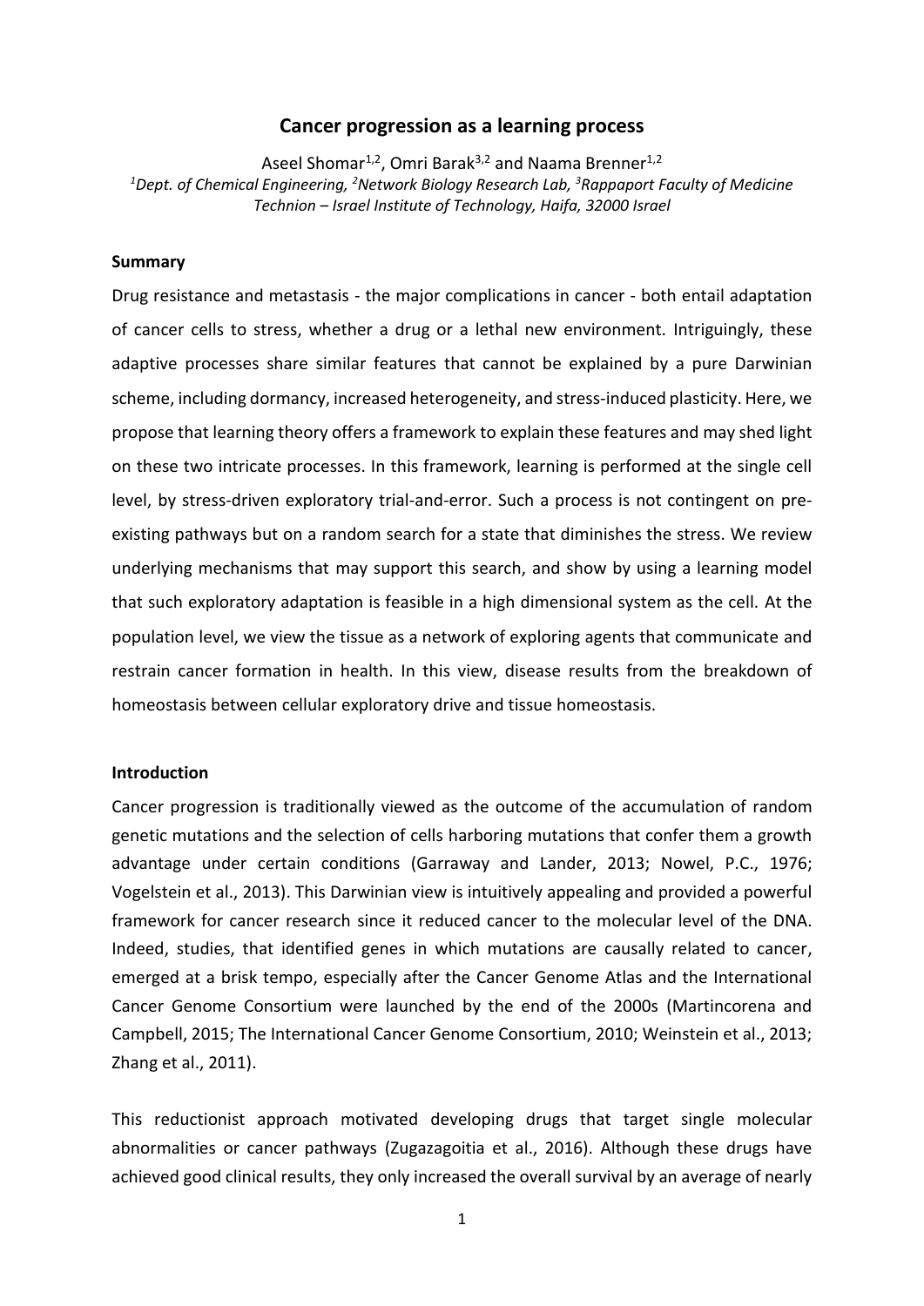# Cancer progression as a learning process

Aseel Shomar[1,2], Omri Barak[3,2] and Naama Brenner[1,2]

*[1]Dept. of Chemical Engineering, [2]Network Biology Research Lab, [3]Rappaport Faculty of Medicine Technion – Israel Institute of Technology, Haifa, 32000 Israel*

## Summary

Drug resistance and metastasis - the major complications in cancer - both entail adaptation of cancer cells to stress, whether a drug or a lethal new environment. Intriguingly, these adaptive processes share similar features that cannot be explained by a pure Darwinian scheme, including dormancy, increased heterogeneity, and stress-induced plasticity. Here, we propose that learning theory offers a framework to explain these features and may shed light on these two intricate processes. In this framework, learning is performed at the single cell level, by stress-driven exploratory trial-and-error. Such a process is not contingent on pre-existing pathways but on a random search for a state that diminishes the stress. We review underlying mechanisms that may support this search, and show by using a learning model that such exploratory adaptation is feasible in a high dimensional system as the cell. At the population level, we view the tissue as a network of exploring agents that communicate and restrain cancer formation in health. In this view, disease results from the breakdown of homeostasis between cellular exploratory drive and tissue homeostasis.

## Introduction

Cancer progression is traditionally viewed as the outcome of the accumulation of random genetic mutations and the selection of cells harboring mutations that confer them a growth advantage under certain conditions (Garraway and Lander, 2013; Nowel, P.C., 1976; Vogelstein et al., 2013). This Darwinian view is intuitively appealing and provided a powerful framework for cancer research since it reduced cancer to the molecular level of the DNA. Indeed, studies, that identified genes in which mutations are causally related to cancer, emerged at a brisk tempo, especially after the Cancer Genome Atlas and the International Cancer Genome Consortium were launched by the end of the 2000s (Martincorena and Campbell, 2015; The International Cancer Genome Consortium, 2010; Weinstein et al., 2013; Zhang et al., 2011).

This reductionist approach motivated developing drugs that target single molecular abnormalities or cancer pathways (Zugazagoitia et al., 2016). Although these drugs have achieved good clinical results, they only increased the overall survival by an average of nearly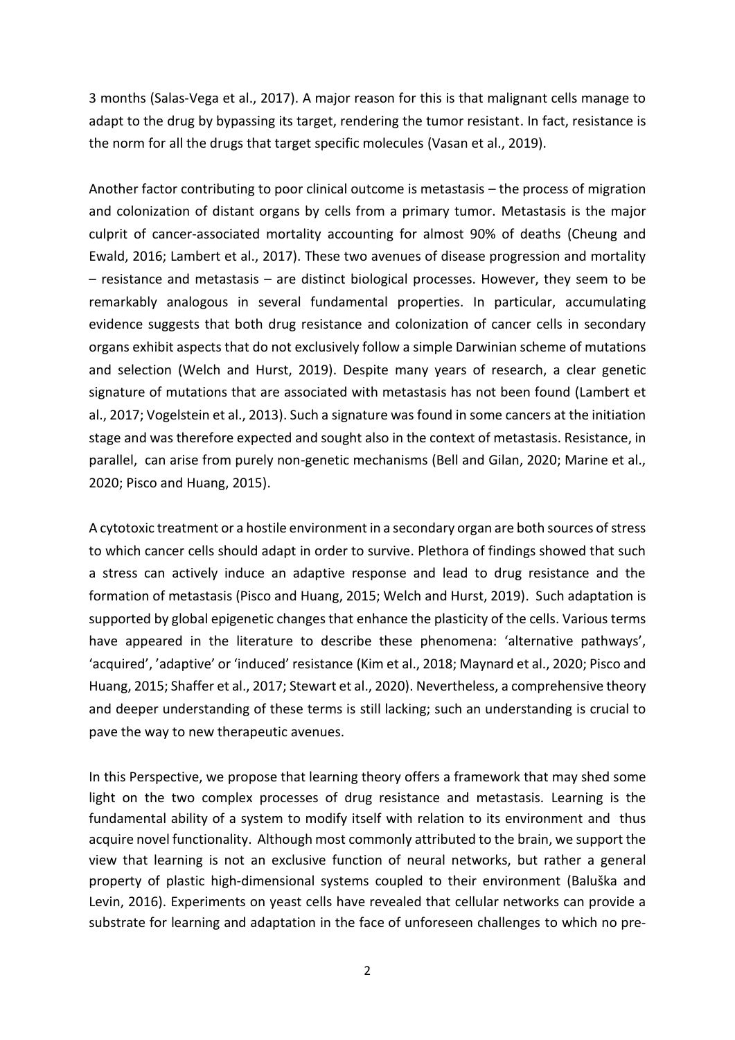3 months (Salas-Vega et al., 2017). A major reason for this is that malignant cells manage to adapt to the drug by bypassing its target, rendering the tumor resistant. In fact, resistance is the norm for all the drugs that target specific molecules (Vasan et al., 2019).

Another factor contributing to poor clinical outcome is metastasis – the process of migration and colonization of distant organs by cells from a primary tumor. Metastasis is the major culprit of cancer-associated mortality accounting for almost 90% of deaths (Cheung and Ewald, 2016; Lambert et al., 2017). These two avenues of disease progression and mortality – resistance and metastasis – are distinct biological processes. However, they seem to be remarkably analogous in several fundamental properties. In particular, accumulating evidence suggests that both drug resistance and colonization of cancer cells in secondary organs exhibit aspects that do not exclusively follow a simple Darwinian scheme of mutations and selection (Welch and Hurst, 2019). Despite many years of research, a clear genetic signature of mutations that are associated with metastasis has not been found (Lambert et al., 2017; Vogelstein et al., 2013). Such a signature was found in some cancers at the initiation stage and was therefore expected and sought also in the context of metastasis. Resistance, in parallel, can arise from purely non-genetic mechanisms (Bell and Gilan, 2020; Marine et al., 2020; Pisco and Huang, 2015).

A cytotoxic treatment or a hostile environment in a secondary organ are both sources of stress to which cancer cells should adapt in order to survive. Plethora of findings showed that such a stress can actively induce an adaptive response and lead to drug resistance and the formation of metastasis (Pisco and Huang, 2015; Welch and Hurst, 2019). Such adaptation is supported by global epigenetic changes that enhance the plasticity of the cells. Various terms have appeared in the literature to describe these phenomena: 'alternative pathways', 'acquired', 'adaptive' or 'induced' resistance (Kim et al., 2018; Maynard et al., 2020; Pisco and Huang, 2015; Shaffer et al., 2017; Stewart et al., 2020). Nevertheless, a comprehensive theory and deeper understanding of these terms is still lacking; such an understanding is crucial to pave the way to new therapeutic avenues.

In this Perspective, we propose that learning theory offers a framework that may shed some light on the two complex processes of drug resistance and metastasis. Learning is the fundamental ability of a system to modify itself with relation to its environment and thus acquire novel functionality. Although most commonly attributed to the brain, we support the view that learning is not an exclusive function of neural networks, but rather a general property of plastic high-dimensional systems coupled to their environment (Baluška and Levin, 2016). Experiments on yeast cells have revealed that cellular networks can provide a substrate for learning and adaptation in the face of unforeseen challenges to which no pre-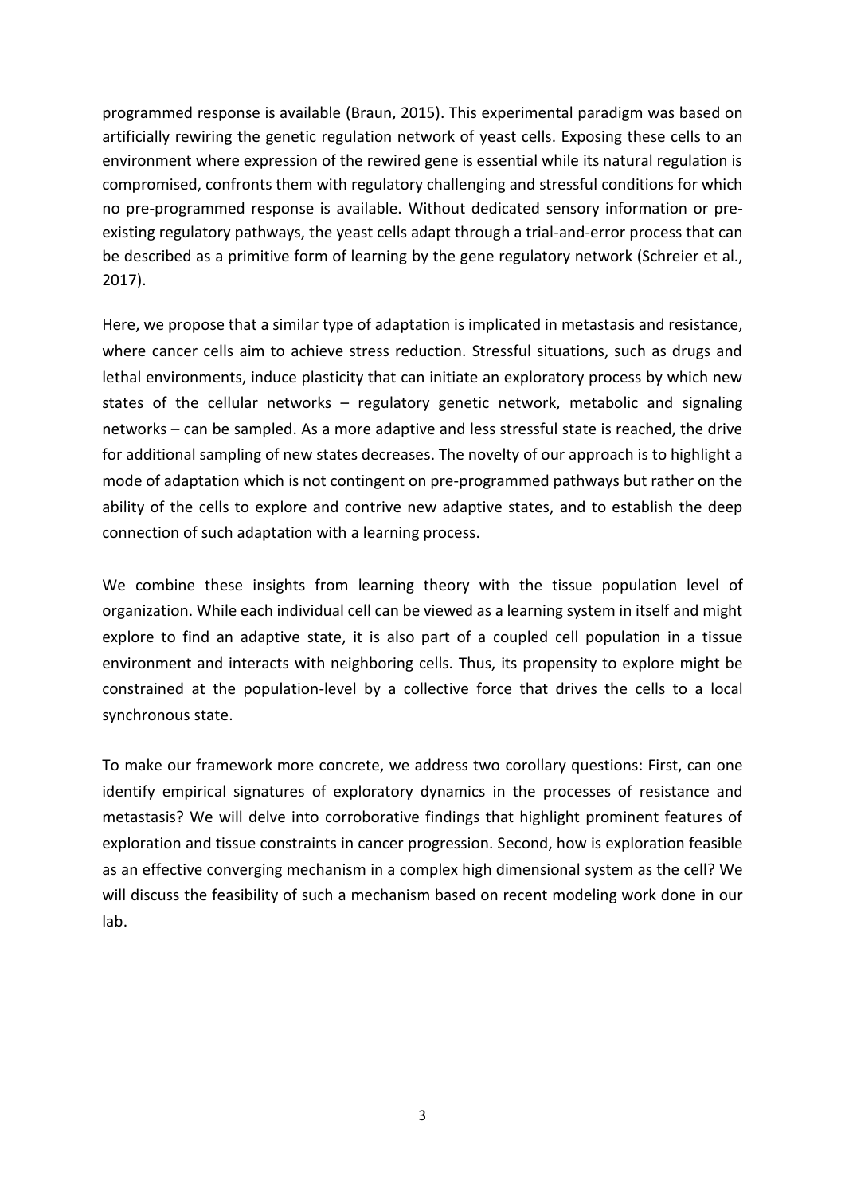programmed response is available (Braun, 2015). This experimental paradigm was based on artificially rewiring the genetic regulation network of yeast cells. Exposing these cells to an environment where expression of the rewired gene is essential while its natural regulation is compromised, confronts them with regulatory challenging and stressful conditions for which no pre-programmed response is available. Without dedicated sensory information or pre-existing regulatory pathways, the yeast cells adapt through a trial-and-error process that can be described as a primitive form of learning by the gene regulatory network (Schreier et al., 2017).

Here, we propose that a similar type of adaptation is implicated in metastasis and resistance, where cancer cells aim to achieve stress reduction. Stressful situations, such as drugs and lethal environments, induce plasticity that can initiate an exploratory process by which new states of the cellular networks – regulatory genetic network, metabolic and signaling networks – can be sampled. As a more adaptive and less stressful state is reached, the drive for additional sampling of new states decreases. The novelty of our approach is to highlight a mode of adaptation which is not contingent on pre-programmed pathways but rather on the ability of the cells to explore and contrive new adaptive states, and to establish the deep connection of such adaptation with a learning process.

We combine these insights from learning theory with the tissue population level of organization. While each individual cell can be viewed as a learning system in itself and might explore to find an adaptive state, it is also part of a coupled cell population in a tissue environment and interacts with neighboring cells. Thus, its propensity to explore might be constrained at the population-level by a collective force that drives the cells to a local synchronous state.

To make our framework more concrete, we address two corollary questions: First, can one identify empirical signatures of exploratory dynamics in the processes of resistance and metastasis? We will delve into corroborative findings that highlight prominent features of exploration and tissue constraints in cancer progression. Second, how is exploration feasible as an effective converging mechanism in a complex high dimensional system as the cell? We will discuss the feasibility of such a mechanism based on recent modeling work done in our lab.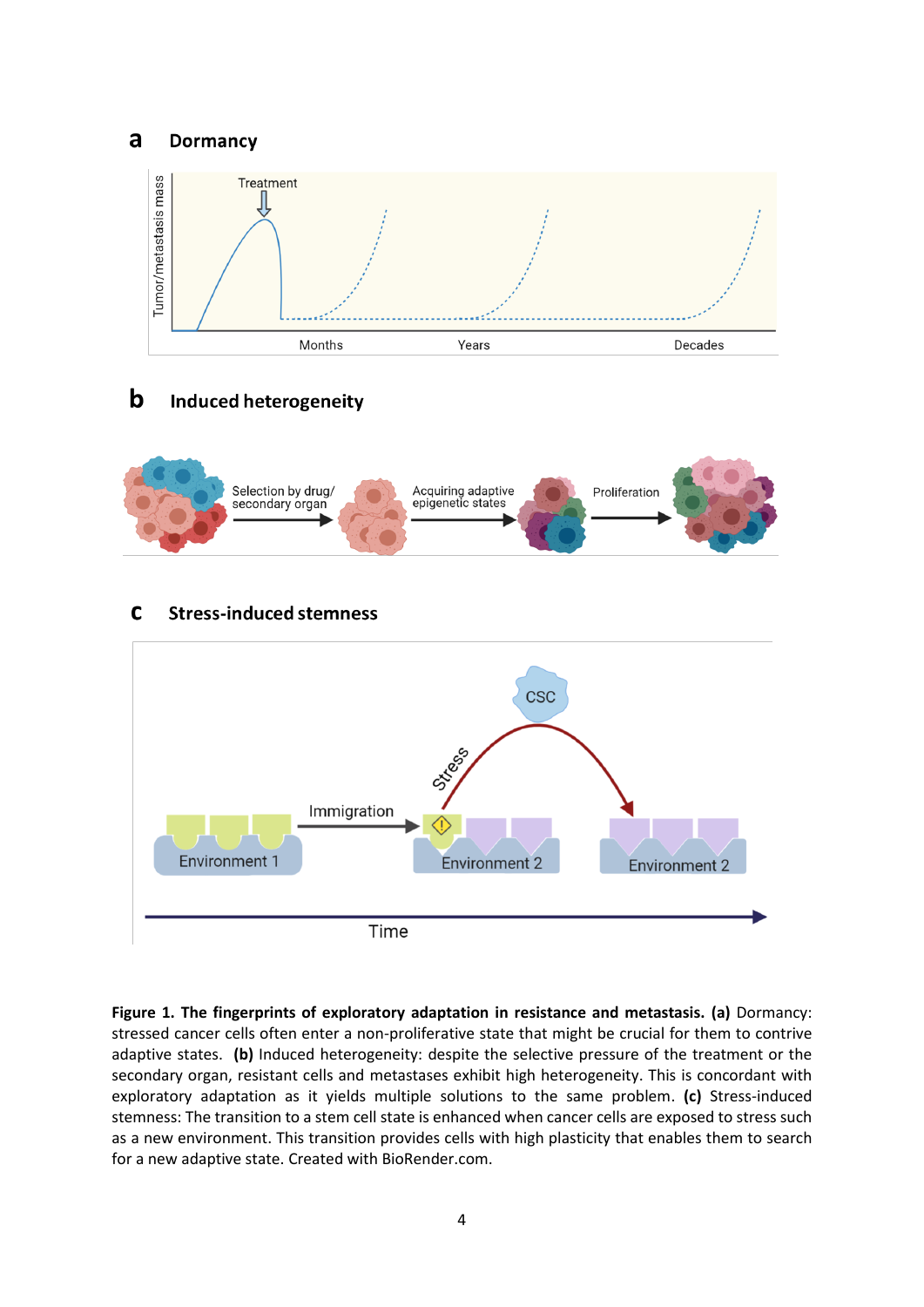**Figure 1. The fingerprints of exploratory adaptation in resistance and metastasis. (a)** Dormancy: stressed cancer cells often enter a non-proliferative state that might be crucial for them to contrive adaptive states. **(b)** Induced heterogeneity: despite the selective pressure of the treatment or the secondary organ, resistant cells and metastases exhibit high heterogeneity. This is concordant with exploratory adaptation as it yields multiple solutions to the same problem. **(c)** Stress-induced stemness: The transition to a stem cell state is enhanced when cancer cells are exposed to stress such as a new environment. This transition provides cells with high plasticity that enables them to search for a new adaptive state. Created with BioRender.com.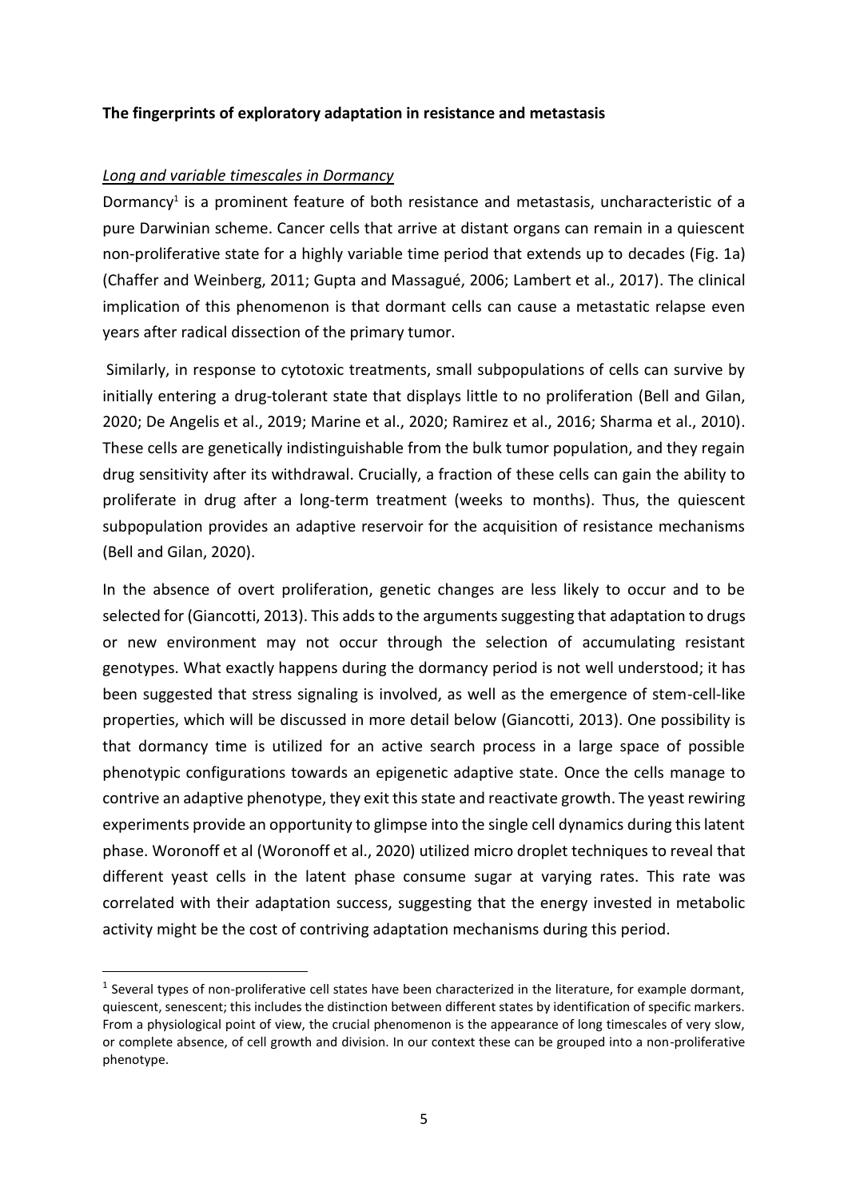**The fingerprints of exploratory adaptation in resistance and metastasis**

*Long and variable timescales in Dormancy*

Dormancy[1] is a prominent feature of both resistance and metastasis, uncharacteristic of a pure Darwinian scheme. Cancer cells that arrive at distant organs can remain in a quiescent non-proliferative state for a highly variable time period that extends up to decades (Fig. 1a) (Chaffer and Weinberg, 2011; Gupta and Massagué, 2006; Lambert et al., 2017). The clinical implication of this phenomenon is that dormant cells can cause a metastatic relapse even years after radical dissection of the primary tumor.

Similarly, in response to cytotoxic treatments, small subpopulations of cells can survive by initially entering a drug-tolerant state that displays little to no proliferation (Bell and Gilan, 2020; De Angelis et al., 2019; Marine et al., 2020; Ramirez et al., 2016; Sharma et al., 2010). These cells are genetically indistinguishable from the bulk tumor population, and they regain drug sensitivity after its withdrawal. Crucially, a fraction of these cells can gain the ability to proliferate in drug after a long-term treatment (weeks to months). Thus, the quiescent subpopulation provides an adaptive reservoir for the acquisition of resistance mechanisms (Bell and Gilan, 2020).

In the absence of overt proliferation, genetic changes are less likely to occur and to be selected for (Giancotti, 2013). This adds to the arguments suggesting that adaptation to drugs or new environment may not occur through the selection of accumulating resistant genotypes. What exactly happens during the dormancy period is not well understood; it has been suggested that stress signaling is involved, as well as the emergence of stem-cell-like properties, which will be discussed in more detail below (Giancotti, 2013). One possibility is that dormancy time is utilized for an active search process in a large space of possible phenotypic configurations towards an epigenetic adaptive state. Once the cells manage to contrive an adaptive phenotype, they exit this state and reactivate growth. The yeast rewiring experiments provide an opportunity to glimpse into the single cell dynamics during this latent phase. Woronoff et al (Woronoff et al., 2020) utilized micro droplet techniques to reveal that different yeast cells in the latent phase consume sugar at varying rates. This rate was correlated with their adaptation success, suggesting that the energy invested in metabolic activity might be the cost of contriving adaptation mechanisms during this period.

[1] Several types of non-proliferative cell states have been characterized in the literature, for example dormant, quiescent, senescent; this includes the distinction between different states by identification of specific markers. From a physiological point of view, the crucial phenomenon is the appearance of long timescales of very slow, or complete absence, of cell growth and division. In our context these can be grouped into a non-proliferative phenotype.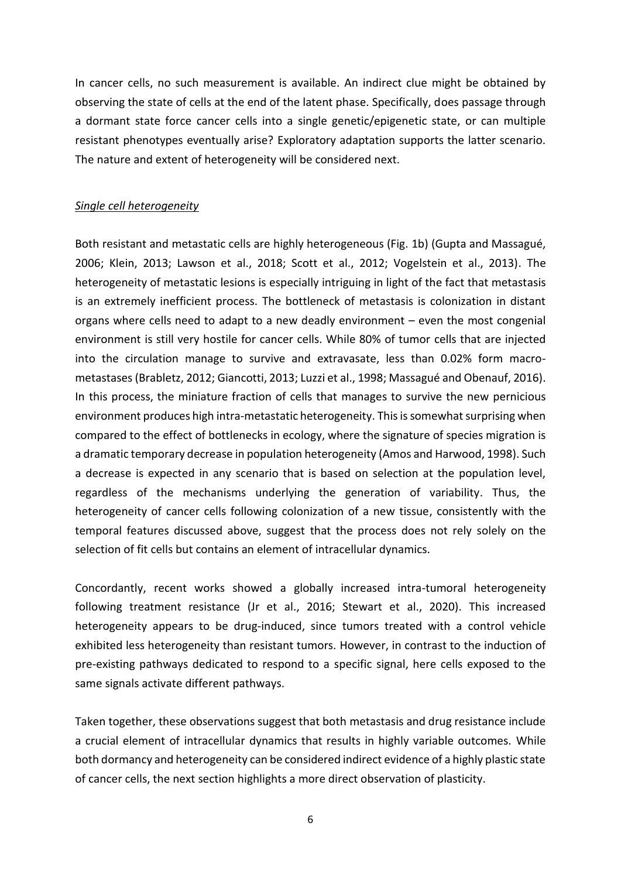In cancer cells, no such measurement is available. An indirect clue might be obtained by observing the state of cells at the end of the latent phase. Specifically, does passage through a dormant state force cancer cells into a single genetic/epigenetic state, or can multiple resistant phenotypes eventually arise? Exploratory adaptation supports the latter scenario. The nature and extent of heterogeneity will be considered next.

*Single cell heterogeneity*

Both resistant and metastatic cells are highly heterogeneous (Fig. 1b) (Gupta and Massagué, 2006; Klein, 2013; Lawson et al., 2018; Scott et al., 2012; Vogelstein et al., 2013). The heterogeneity of metastatic lesions is especially intriguing in light of the fact that metastasis is an extremely inefficient process. The bottleneck of metastasis is colonization in distant organs where cells need to adapt to a new deadly environment – even the most congenial environment is still very hostile for cancer cells. While 80% of tumor cells that are injected into the circulation manage to survive and extravasate, less than 0.02% form macro-metastases (Brabletz, 2012; Giancotti, 2013; Luzzi et al., 1998; Massagué and Obenauf, 2016). In this process, the miniature fraction of cells that manages to survive the new pernicious environment produces high intra-metastatic heterogeneity. This is somewhat surprising when compared to the effect of bottlenecks in ecology, where the signature of species migration is a dramatic temporary decrease in population heterogeneity (Amos and Harwood, 1998). Such a decrease is expected in any scenario that is based on selection at the population level, regardless of the mechanisms underlying the generation of variability. Thus, the heterogeneity of cancer cells following colonization of a new tissue, consistently with the temporal features discussed above, suggest that the process does not rely solely on the selection of fit cells but contains an element of intracellular dynamics.

Concordantly, recent works showed a globally increased intra-tumoral heterogeneity following treatment resistance (Jr et al., 2016; Stewart et al., 2020). This increased heterogeneity appears to be drug-induced, since tumors treated with a control vehicle exhibited less heterogeneity than resistant tumors. However, in contrast to the induction of pre-existing pathways dedicated to respond to a specific signal, here cells exposed to the same signals activate different pathways.

Taken together, these observations suggest that both metastasis and drug resistance include a crucial element of intracellular dynamics that results in highly variable outcomes. While both dormancy and heterogeneity can be considered indirect evidence of a highly plastic state of cancer cells, the next section highlights a more direct observation of plasticity.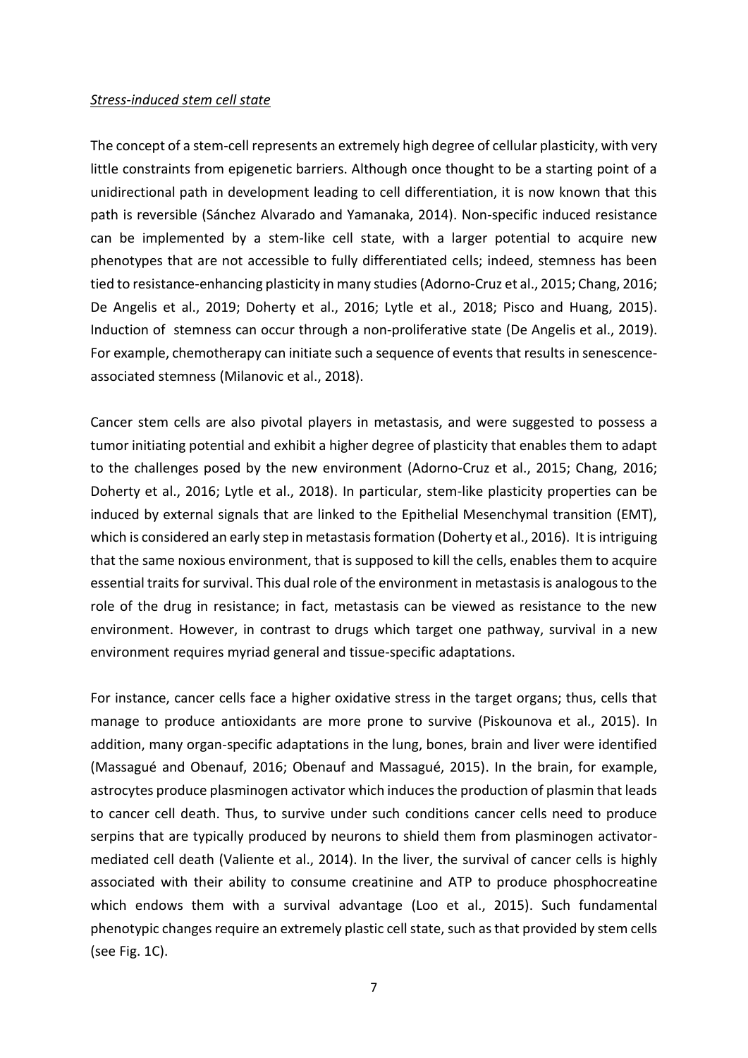*Stress-induced stem cell state*

The concept of a stem-cell represents an extremely high degree of cellular plasticity, with very little constraints from epigenetic barriers. Although once thought to be a starting point of a unidirectional path in development leading to cell differentiation, it is now known that this path is reversible (Sánchez Alvarado and Yamanaka, 2014). Non-specific induced resistance can be implemented by a stem-like cell state, with a larger potential to acquire new phenotypes that are not accessible to fully differentiated cells; indeed, stemness has been tied to resistance-enhancing plasticity in many studies (Adorno-Cruz et al., 2015; Chang, 2016; De Angelis et al., 2019; Doherty et al., 2016; Lytle et al., 2018; Pisco and Huang, 2015). Induction of stemness can occur through a non-proliferative state (De Angelis et al., 2019). For example, chemotherapy can initiate such a sequence of events that results in senescence-associated stemness (Milanovic et al., 2018).

Cancer stem cells are also pivotal players in metastasis, and were suggested to possess a tumor initiating potential and exhibit a higher degree of plasticity that enables them to adapt to the challenges posed by the new environment (Adorno-Cruz et al., 2015; Chang, 2016; Doherty et al., 2016; Lytle et al., 2018). In particular, stem-like plasticity properties can be induced by external signals that are linked to the Epithelial Mesenchymal transition (EMT), which is considered an early step in metastasis formation (Doherty et al., 2016). It is intriguing that the same noxious environment, that is supposed to kill the cells, enables them to acquire essential traits for survival. This dual role of the environment in metastasis is analogous to the role of the drug in resistance; in fact, metastasis can be viewed as resistance to the new environment. However, in contrast to drugs which target one pathway, survival in a new environment requires myriad general and tissue-specific adaptations.

For instance, cancer cells face a higher oxidative stress in the target organs; thus, cells that manage to produce antioxidants are more prone to survive (Piskounova et al., 2015). In addition, many organ-specific adaptations in the lung, bones, brain and liver were identified (Massagué and Obenauf, 2016; Obenauf and Massagué, 2015). In the brain, for example, astrocytes produce plasminogen activator which induces the production of plasmin that leads to cancer cell death. Thus, to survive under such conditions cancer cells need to produce serpins that are typically produced by neurons to shield them from plasminogen activator-mediated cell death (Valiente et al., 2014). In the liver, the survival of cancer cells is highly associated with their ability to consume creatinine and ATP to produce phosphocreatine which endows them with a survival advantage (Loo et al., 2015). Such fundamental phenotypic changes require an extremely plastic cell state, such as that provided by stem cells (see Fig. 1C).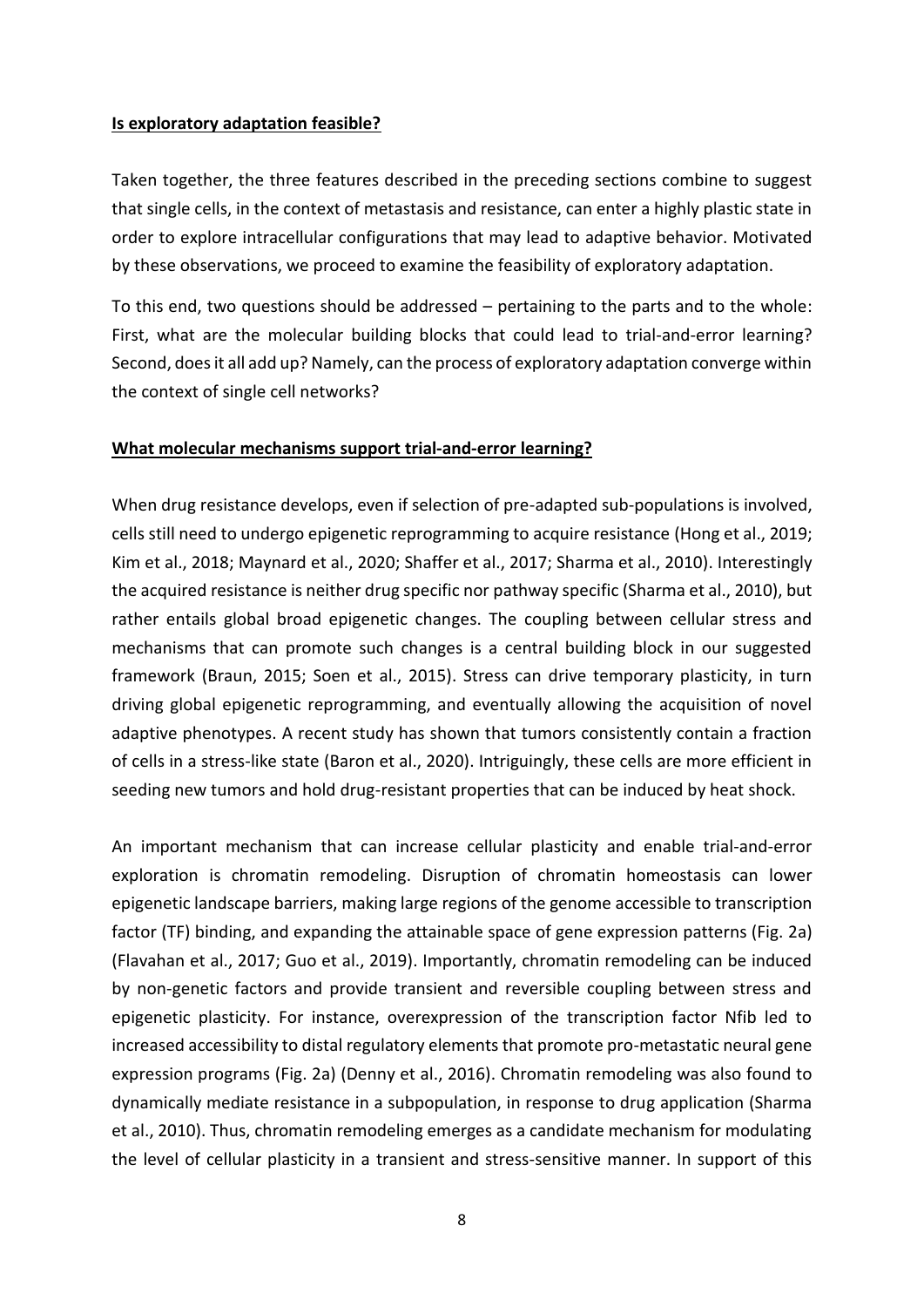## Is exploratory adaptation feasible?

Taken together, the three features described in the preceding sections combine to suggest that single cells, in the context of metastasis and resistance, can enter a highly plastic state in order to explore intracellular configurations that may lead to adaptive behavior. Motivated by these observations, we proceed to examine the feasibility of exploratory adaptation.

To this end, two questions should be addressed – pertaining to the parts and to the whole: First, what are the molecular building blocks that could lead to trial-and-error learning? Second, does it all add up? Namely, can the process of exploratory adaptation converge within the context of single cell networks?

## What molecular mechanisms support trial-and-error learning?

When drug resistance develops, even if selection of pre-adapted sub-populations is involved, cells still need to undergo epigenetic reprogramming to acquire resistance (Hong et al., 2019; Kim et al., 2018; Maynard et al., 2020; Shaffer et al., 2017; Sharma et al., 2010). Interestingly the acquired resistance is neither drug specific nor pathway specific (Sharma et al., 2010), but rather entails global broad epigenetic changes. The coupling between cellular stress and mechanisms that can promote such changes is a central building block in our suggested framework (Braun, 2015; Soen et al., 2015). Stress can drive temporary plasticity, in turn driving global epigenetic reprogramming, and eventually allowing the acquisition of novel adaptive phenotypes. A recent study has shown that tumors consistently contain a fraction of cells in a stress-like state (Baron et al., 2020). Intriguingly, these cells are more efficient in seeding new tumors and hold drug-resistant properties that can be induced by heat shock.

An important mechanism that can increase cellular plasticity and enable trial-and-error exploration is chromatin remodeling. Disruption of chromatin homeostasis can lower epigenetic landscape barriers, making large regions of the genome accessible to transcription factor (TF) binding, and expanding the attainable space of gene expression patterns (Fig. 2a) (Flavahan et al., 2017; Guo et al., 2019). Importantly, chromatin remodeling can be induced by non-genetic factors and provide transient and reversible coupling between stress and epigenetic plasticity. For instance, overexpression of the transcription factor Nfib led to increased accessibility to distal regulatory elements that promote pro-metastatic neural gene expression programs (Fig. 2a) (Denny et al., 2016). Chromatin remodeling was also found to dynamically mediate resistance in a subpopulation, in response to drug application (Sharma et al., 2010). Thus, chromatin remodeling emerges as a candidate mechanism for modulating the level of cellular plasticity in a transient and stress-sensitive manner. In support of this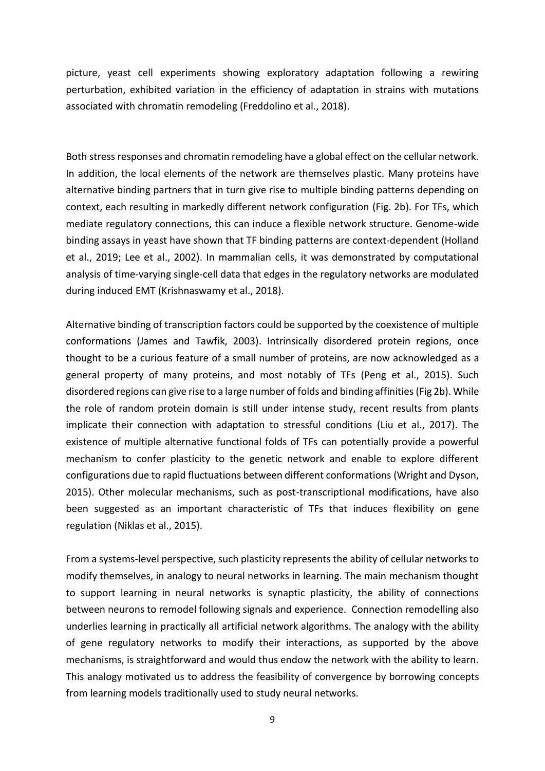picture, yeast cell experiments showing exploratory adaptation following a rewiring perturbation, exhibited variation in the efficiency of adaptation in strains with mutations associated with chromatin remodeling (Freddolino et al., 2018).

Both stress responses and chromatin remodeling have a global effect on the cellular network. In addition, the local elements of the network are themselves plastic. Many proteins have alternative binding partners that in turn give rise to multiple binding patterns depending on context, each resulting in markedly different network configuration (Fig. 2b). For TFs, which mediate regulatory connections, this can induce a flexible network structure. Genome-wide binding assays in yeast have shown that TF binding patterns are context-dependent (Holland et al., 2019; Lee et al., 2002). In mammalian cells, it was demonstrated by computational analysis of time-varying single-cell data that edges in the regulatory networks are modulated during induced EMT (Krishnaswamy et al., 2018).

Alternative binding of transcription factors could be supported by the coexistence of multiple conformations (James and Tawfik, 2003). Intrinsically disordered protein regions, once thought to be a curious feature of a small number of proteins, are now acknowledged as a general property of many proteins, and most notably of TFs (Peng et al., 2015). Such disordered regions can give rise to a large number of folds and binding affinities (Fig 2b). While the role of random protein domain is still under intense study, recent results from plants implicate their connection with adaptation to stressful conditions (Liu et al., 2017). The existence of multiple alternative functional folds of TFs can potentially provide a powerful mechanism to confer plasticity to the genetic network and enable to explore different configurations due to rapid fluctuations between different conformations (Wright and Dyson, 2015). Other molecular mechanisms, such as post-transcriptional modifications, have also been suggested as an important characteristic of TFs that induces flexibility on gene regulation (Niklas et al., 2015).

From a systems-level perspective, such plasticity represents the ability of cellular networks to modify themselves, in analogy to neural networks in learning. The main mechanism thought to support learning in neural networks is synaptic plasticity, the ability of connections between neurons to remodel following signals and experience. Connection remodelling also underlies learning in practically all artificial network algorithms. The analogy with the ability of gene regulatory networks to modify their interactions, as supported by the above mechanisms, is straightforward and would thus endow the network with the ability to learn. This analogy motivated us to address the feasibility of convergence by borrowing concepts from learning models traditionally used to study neural networks.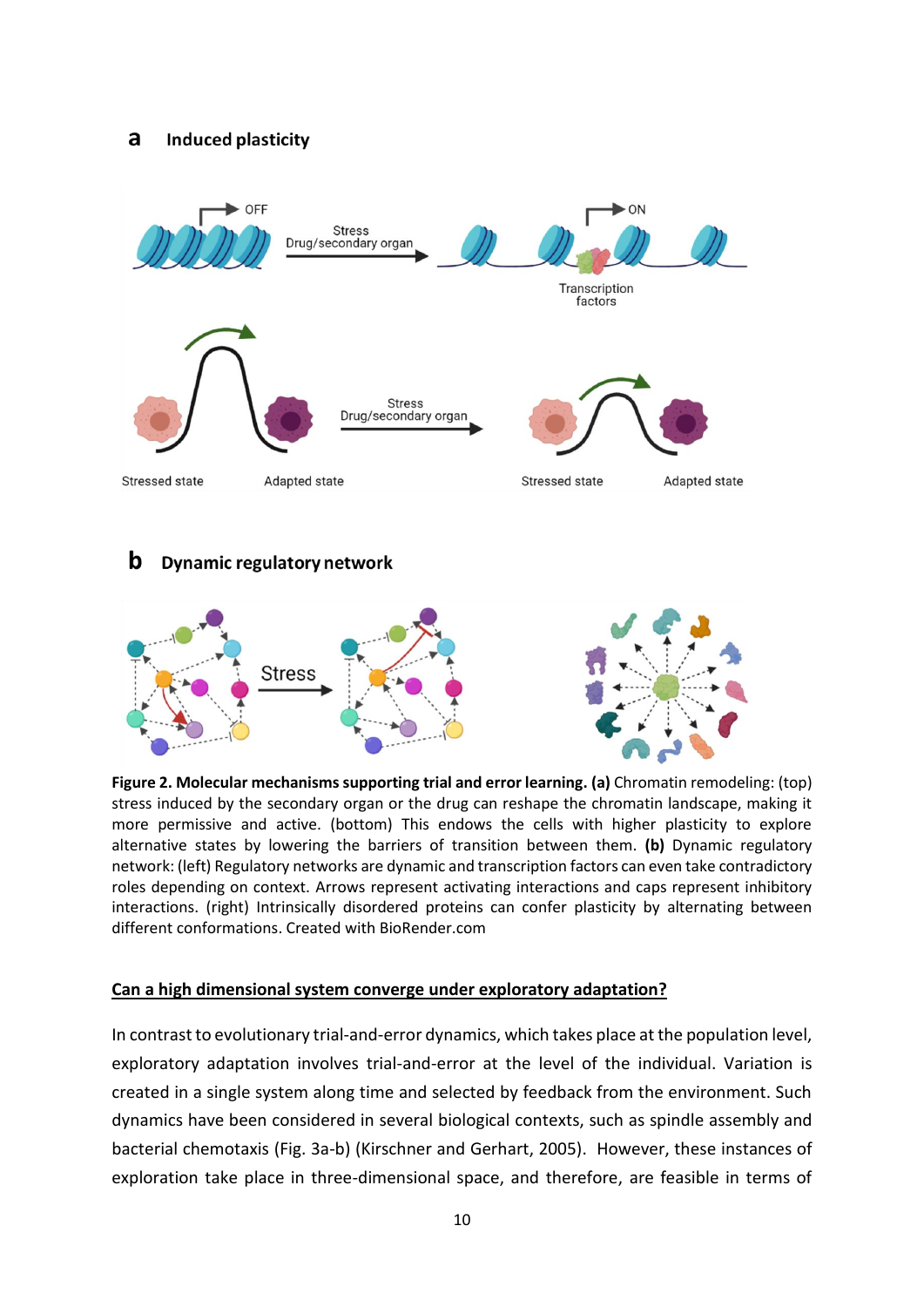**Figure 2. Molecular mechanisms supporting trial and error learning. (a)** Chromatin remodeling: (top) stress induced by the secondary organ or the drug can reshape the chromatin landscape, making it more permissive and active. (bottom) This endows the cells with higher plasticity to explore alternative states by lowering the barriers of transition between them. **(b)** Dynamic regulatory network: (left) Regulatory networks are dynamic and transcription factors can even take contradictory roles depending on context. Arrows represent activating interactions and caps represent inhibitory interactions. (right) Intrinsically disordered proteins can confer plasticity by alternating between different conformations. Created with BioRender.com

## Can a high dimensional system converge under exploratory adaptation?

In contrast to evolutionary trial-and-error dynamics, which takes place at the population level, exploratory adaptation involves trial-and-error at the level of the individual. Variation is created in a single system along time and selected by feedback from the environment. Such dynamics have been considered in several biological contexts, such as spindle assembly and bacterial chemotaxis (Fig. 3a-b) (Kirschner and Gerhart, 2005). However, these instances of exploration take place in three-dimensional space, and therefore, are feasible in terms of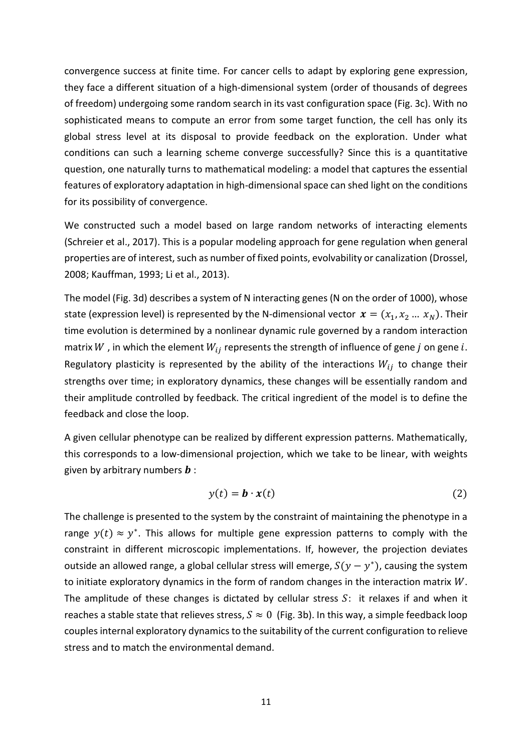convergence success at finite time. For cancer cells to adapt by exploring gene expression, they face a different situation of a high-dimensional system (order of thousands of degrees of freedom) undergoing some random search in its vast configuration space (Fig. 3c). With no sophisticated means to compute an error from some target function, the cell has only its global stress level at its disposal to provide feedback on the exploration. Under what conditions can such a learning scheme converge successfully? Since this is a quantitative question, one naturally turns to mathematical modeling: a model that captures the essential features of exploratory adaptation in high-dimensional space can shed light on the conditions for its possibility of convergence.

We constructed such a model based on large random networks of interacting elements (Schreier et al., 2017). This is a popular modeling approach for gene regulation when general properties are of interest, such as number of fixed points, evolvability or canalization (Drossel, 2008; Kauffman, 1993; Li et al., 2013).

The model (Fig. 3d) describes a system of N interacting genes (N on the order of 1000), whose state (expression level) is represented by the N-dimensional vector $\boldsymbol{x} = (x_1, x_2 \dots x_N)$. Their time evolution is determined by a nonlinear dynamic rule governed by a random interaction matrix $W$ , in which the element $W_{ij}$ represents the strength of influence of gene $j$ on gene $i$. Regulatory plasticity is represented by the ability of the interactions $W_{ij}$ to change their strengths over time; in exploratory dynamics, these changes will be essentially random and their amplitude controlled by feedback. The critical ingredient of the model is to define the feedback and close the loop.

A given cellular phenotype can be realized by different expression patterns. Mathematically, this corresponds to a low-dimensional projection, which we take to be linear, with weights given by arbitrary numbers $\boldsymbol{b}$ :

$$y(t) = \boldsymbol{b} \cdot \boldsymbol{x}(t) \tag{2}$$

The challenge is presented to the system by the constraint of maintaining the phenotype in a range $y(t) \approx y^*$. This allows for multiple gene expression patterns to comply with the constraint in different microscopic implementations. If, however, the projection deviates outside an allowed range, a global cellular stress will emerge, $S(y - y^*)$, causing the system to initiate exploratory dynamics in the form of random changes in the interaction matrix $W$. The amplitude of these changes is dictated by cellular stress $S$: it relaxes if and when it reaches a stable state that relieves stress, $S \approx 0$ (Fig. 3b). In this way, a simple feedback loop couples internal exploratory dynamics to the suitability of the current configuration to relieve stress and to match the environmental demand.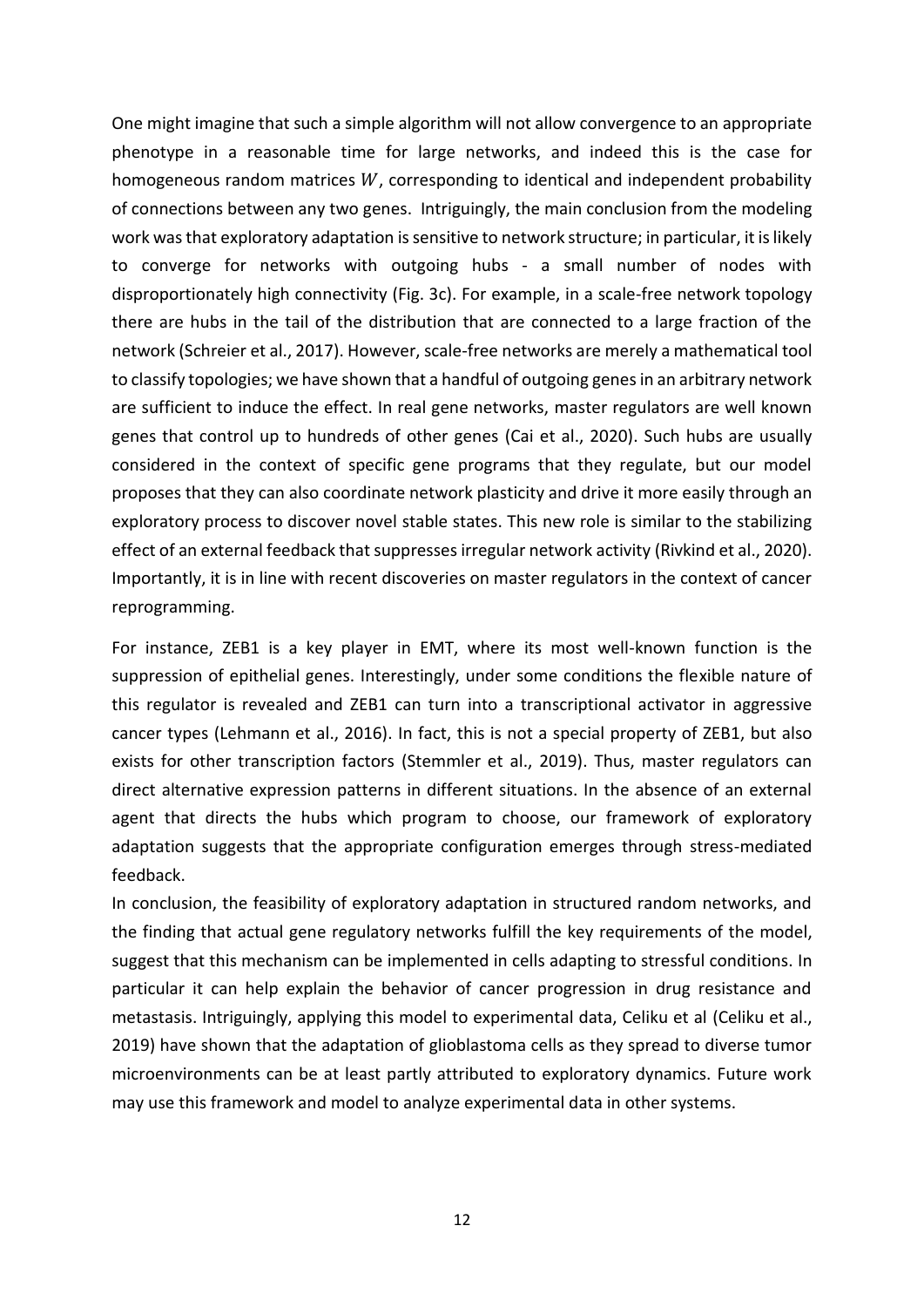One might imagine that such a simple algorithm will not allow convergence to an appropriate phenotype in a reasonable time for large networks, and indeed this is the case for homogeneous random matrices $W$, corresponding to identical and independent probability of connections between any two genes. Intriguingly, the main conclusion from the modeling work was that exploratory adaptation is sensitive to network structure; in particular, it is likely to converge for networks with outgoing hubs - a small number of nodes with disproportionately high connectivity (Fig. 3c). For example, in a scale-free network topology there are hubs in the tail of the distribution that are connected to a large fraction of the network (Schreier et al., 2017). However, scale-free networks are merely a mathematical tool to classify topologies; we have shown that a handful of outgoing genes in an arbitrary network are sufficient to induce the effect. In real gene networks, master regulators are well known genes that control up to hundreds of other genes (Cai et al., 2020). Such hubs are usually considered in the context of specific gene programs that they regulate, but our model proposes that they can also coordinate network plasticity and drive it more easily through an exploratory process to discover novel stable states. This new role is similar to the stabilizing effect of an external feedback that suppresses irregular network activity (Rivkind et al., 2020). Importantly, it is in line with recent discoveries on master regulators in the context of cancer reprogramming.

For instance, ZEB1 is a key player in EMT, where its most well-known function is the suppression of epithelial genes. Interestingly, under some conditions the flexible nature of this regulator is revealed and ZEB1 can turn into a transcriptional activator in aggressive cancer types (Lehmann et al., 2016). In fact, this is not a special property of ZEB1, but also exists for other transcription factors (Stemmler et al., 2019). Thus, master regulators can direct alternative expression patterns in different situations. In the absence of an external agent that directs the hubs which program to choose, our framework of exploratory adaptation suggests that the appropriate configuration emerges through stress-mediated feedback.

In conclusion, the feasibility of exploratory adaptation in structured random networks, and the finding that actual gene regulatory networks fulfill the key requirements of the model, suggest that this mechanism can be implemented in cells adapting to stressful conditions. In particular it can help explain the behavior of cancer progression in drug resistance and metastasis. Intriguingly, applying this model to experimental data, Celiku et al (Celiku et al., 2019) have shown that the adaptation of glioblastoma cells as they spread to diverse tumor microenvironments can be at least partly attributed to exploratory dynamics. Future work may use this framework and model to analyze experimental data in other systems.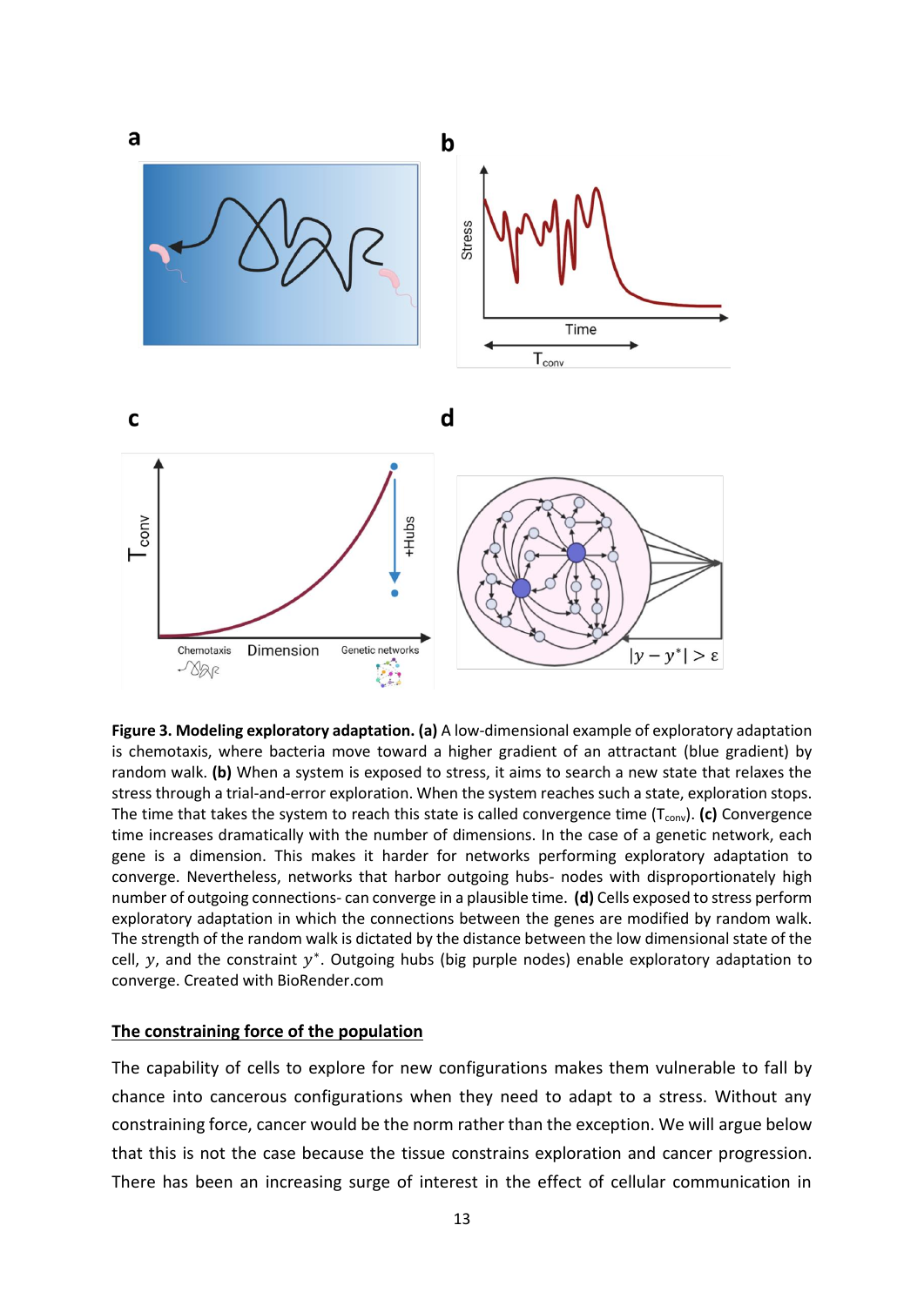**Figure 3. Modeling exploratory adaptation. (a)** A low-dimensional example of exploratory adaptation is chemotaxis, where bacteria move toward a higher gradient of an attractant (blue gradient) by random walk. **(b)** When a system is exposed to stress, it aims to search a new state that relaxes the stress through a trial-and-error exploration. When the system reaches such a state, exploration stops. The time that takes the system to reach this state is called convergence time ($T_{conv}$). **(c)** Convergence time increases dramatically with the number of dimensions. In the case of a genetic network, each gene is a dimension. This makes it harder for networks performing exploratory adaptation to converge. Nevertheless, networks that harbor outgoing hubs- nodes with disproportionately high number of outgoing connections- can converge in a plausible time. **(d)** Cells exposed to stress perform exploratory adaptation in which the connections between the genes are modified by random walk. The strength of the random walk is dictated by the distance between the low dimensional state of the cell, $y$, and the constraint $y^*$. Outgoing hubs (big purple nodes) enable exploratory adaptation to converge. Created with BioRender.com

## The constraining force of the population

The capability of cells to explore for new configurations makes them vulnerable to fall by chance into cancerous configurations when they need to adapt to a stress. Without any constraining force, cancer would be the norm rather than the exception. We will argue below that this is not the case because the tissue constrains exploration and cancer progression. There has been an increasing surge of interest in the effect of cellular communication in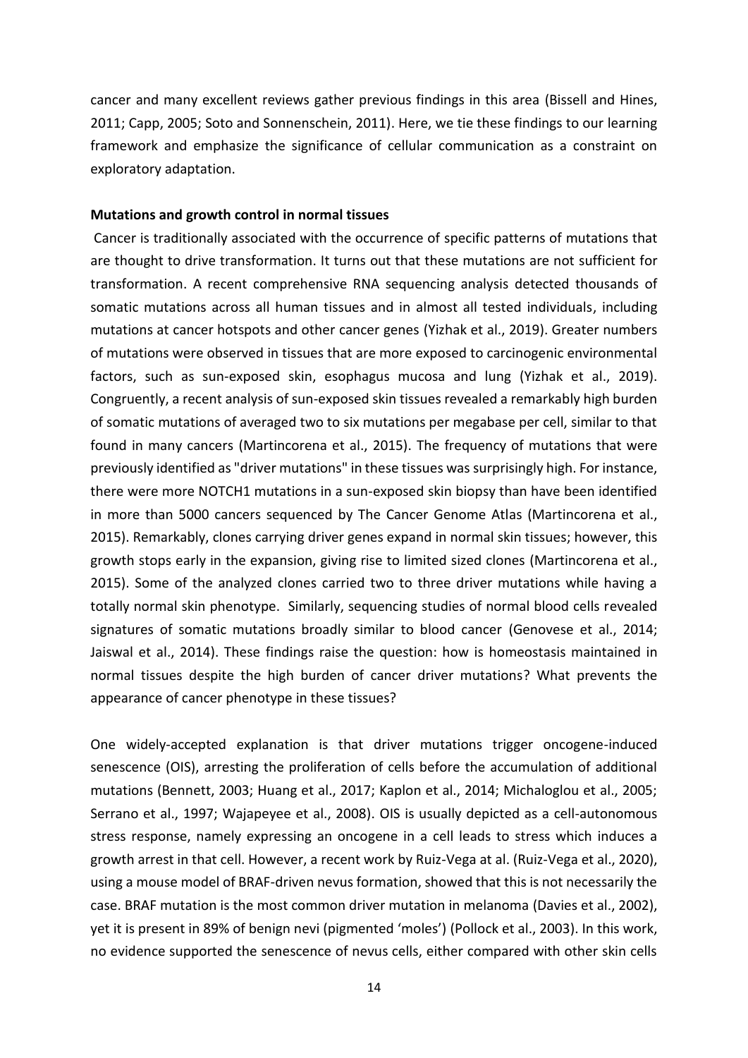cancer and many excellent reviews gather previous findings in this area (Bissell and Hines, 2011; Capp, 2005; Soto and Sonnenschein, 2011). Here, we tie these findings to our learning framework and emphasize the significance of cellular communication as a constraint on exploratory adaptation.

**Mutations and growth control in normal tissues**

Cancer is traditionally associated with the occurrence of specific patterns of mutations that are thought to drive transformation. It turns out that these mutations are not sufficient for transformation. A recent comprehensive RNA sequencing analysis detected thousands of somatic mutations across all human tissues and in almost all tested individuals, including mutations at cancer hotspots and other cancer genes (Yizhak et al., 2019). Greater numbers of mutations were observed in tissues that are more exposed to carcinogenic environmental factors, such as sun-exposed skin, esophagus mucosa and lung (Yizhak et al., 2019). Congruently, a recent analysis of sun-exposed skin tissues revealed a remarkably high burden of somatic mutations of averaged two to six mutations per megabase per cell, similar to that found in many cancers (Martincorena et al., 2015). The frequency of mutations that were previously identified as "driver mutations" in these tissues was surprisingly high. For instance, there were more NOTCH1 mutations in a sun-exposed skin biopsy than have been identified in more than 5000 cancers sequenced by The Cancer Genome Atlas (Martincorena et al., 2015). Remarkably, clones carrying driver genes expand in normal skin tissues; however, this growth stops early in the expansion, giving rise to limited sized clones (Martincorena et al., 2015). Some of the analyzed clones carried two to three driver mutations while having a totally normal skin phenotype. Similarly, sequencing studies of normal blood cells revealed signatures of somatic mutations broadly similar to blood cancer (Genovese et al., 2014; Jaiswal et al., 2014). These findings raise the question: how is homeostasis maintained in normal tissues despite the high burden of cancer driver mutations? What prevents the appearance of cancer phenotype in these tissues?

One widely-accepted explanation is that driver mutations trigger oncogene-induced senescence (OIS), arresting the proliferation of cells before the accumulation of additional mutations (Bennett, 2003; Huang et al., 2017; Kaplon et al., 2014; Michaloglou et al., 2005; Serrano et al., 1997; Wajapeyee et al., 2008). OIS is usually depicted as a cell-autonomous stress response, namely expressing an oncogene in a cell leads to stress which induces a growth arrest in that cell. However, a recent work by Ruiz-Vega at al. (Ruiz-Vega et al., 2020), using a mouse model of BRAF-driven nevus formation, showed that this is not necessarily the case. BRAF mutation is the most common driver mutation in melanoma (Davies et al., 2002), yet it is present in 89% of benign nevi (pigmented 'moles') (Pollock et al., 2003). In this work, no evidence supported the senescence of nevus cells, either compared with other skin cells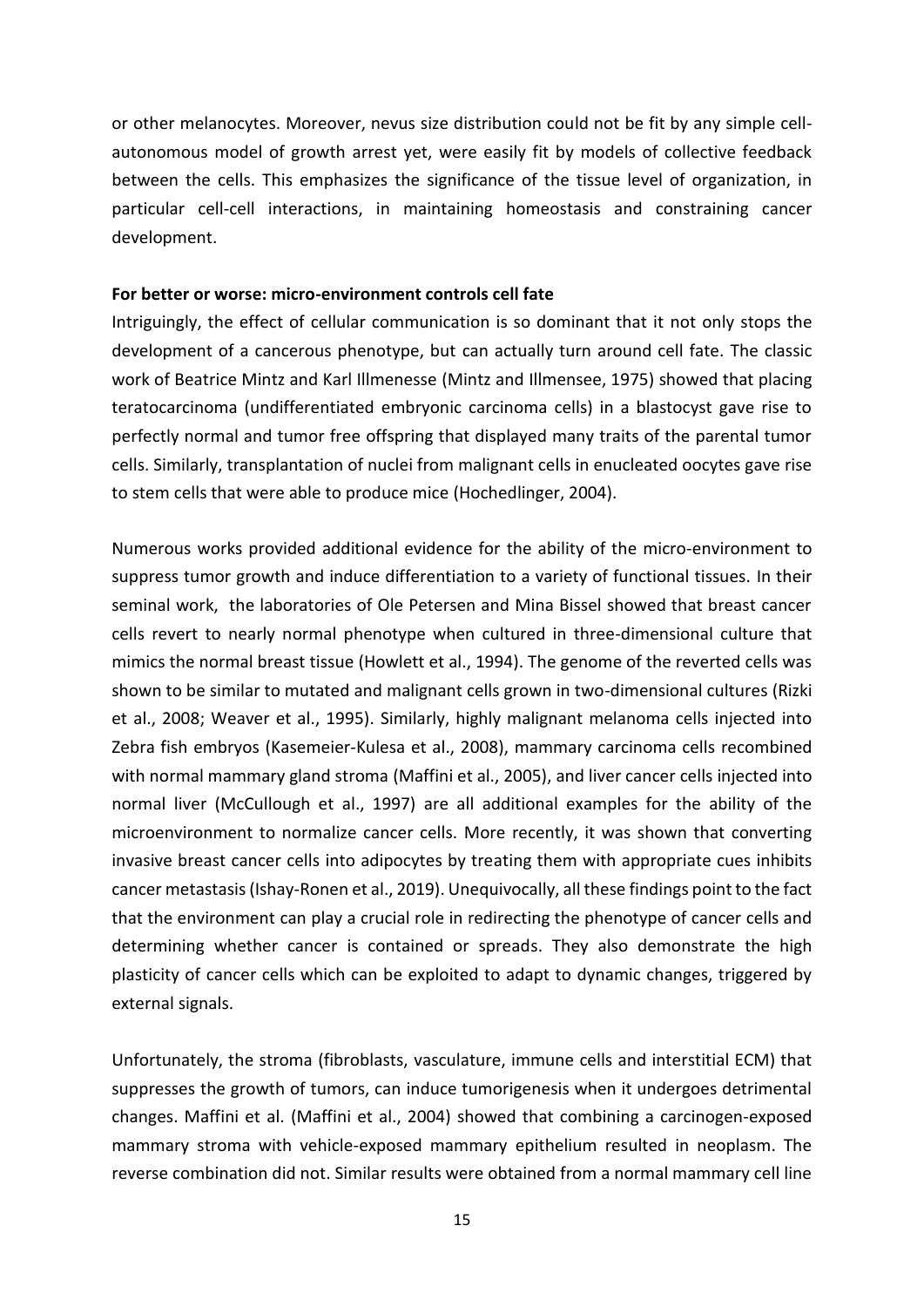or other melanocytes. Moreover, nevus size distribution could not be fit by any simple cell-autonomous model of growth arrest yet, were easily fit by models of collective feedback between the cells. This emphasizes the significance of the tissue level of organization, in particular cell-cell interactions, in maintaining homeostasis and constraining cancer development.

**For better or worse: micro-environment controls cell fate**

Intriguingly, the effect of cellular communication is so dominant that it not only stops the development of a cancerous phenotype, but can actually turn around cell fate. The classic work of Beatrice Mintz and Karl Illmenesse (Mintz and Illmensee, 1975) showed that placing teratocarcinoma (undifferentiated embryonic carcinoma cells) in a blastocyst gave rise to perfectly normal and tumor free offspring that displayed many traits of the parental tumor cells. Similarly, transplantation of nuclei from malignant cells in enucleated oocytes gave rise to stem cells that were able to produce mice (Hochedlinger, 2004).

Numerous works provided additional evidence for the ability of the micro-environment to suppress tumor growth and induce differentiation to a variety of functional tissues. In their seminal work, the laboratories of Ole Petersen and Mina Bissel showed that breast cancer cells revert to nearly normal phenotype when cultured in three-dimensional culture that mimics the normal breast tissue (Howlett et al., 1994). The genome of the reverted cells was shown to be similar to mutated and malignant cells grown in two-dimensional cultures (Rizki et al., 2008; Weaver et al., 1995). Similarly, highly malignant melanoma cells injected into Zebra fish embryos (Kasemeier-Kulesa et al., 2008), mammary carcinoma cells recombined with normal mammary gland stroma (Maffini et al., 2005), and liver cancer cells injected into normal liver (McCullough et al., 1997) are all additional examples for the ability of the microenvironment to normalize cancer cells. More recently, it was shown that converting invasive breast cancer cells into adipocytes by treating them with appropriate cues inhibits cancer metastasis (Ishay-Ronen et al., 2019). Unequivocally, all these findings point to the fact that the environment can play a crucial role in redirecting the phenotype of cancer cells and determining whether cancer is contained or spreads. They also demonstrate the high plasticity of cancer cells which can be exploited to adapt to dynamic changes, triggered by external signals.

Unfortunately, the stroma (fibroblasts, vasculature, immune cells and interstitial ECM) that suppresses the growth of tumors, can induce tumorigenesis when it undergoes detrimental changes. Maffini et al. (Maffini et al., 2004) showed that combining a carcinogen-exposed mammary stroma with vehicle-exposed mammary epithelium resulted in neoplasm. The reverse combination did not. Similar results were obtained from a normal mammary cell line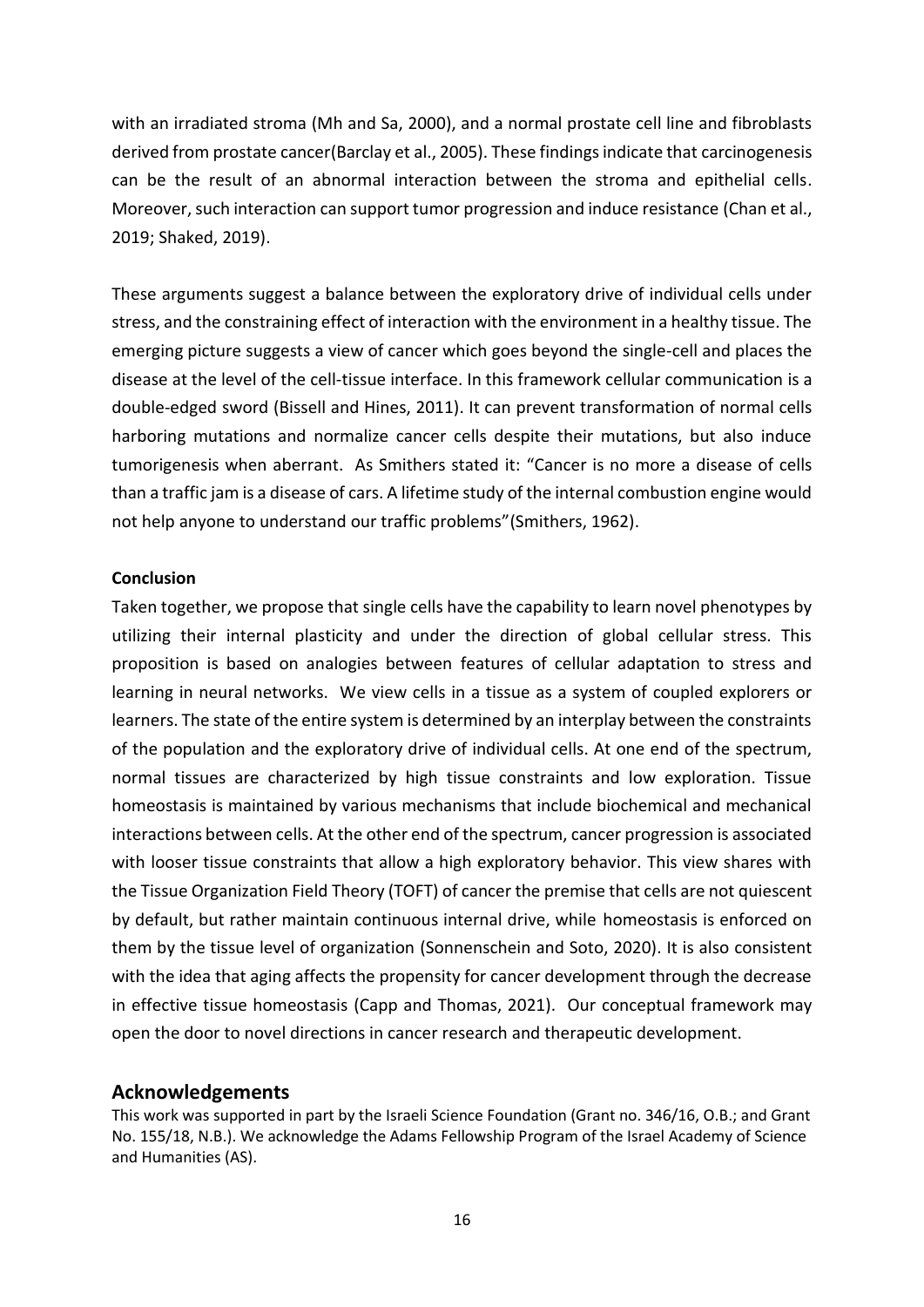with an irradiated stroma (Mh and Sa, 2000), and a normal prostate cell line and fibroblasts derived from prostate cancer(Barclay et al., 2005). These findings indicate that carcinogenesis can be the result of an abnormal interaction between the stroma and epithelial cells. Moreover, such interaction can support tumor progression and induce resistance (Chan et al., 2019; Shaked, 2019).

These arguments suggest a balance between the exploratory drive of individual cells under stress, and the constraining effect of interaction with the environment in a healthy tissue. The emerging picture suggests a view of cancer which goes beyond the single-cell and places the disease at the level of the cell-tissue interface. In this framework cellular communication is a double-edged sword (Bissell and Hines, 2011). It can prevent transformation of normal cells harboring mutations and normalize cancer cells despite their mutations, but also induce tumorigenesis when aberrant. As Smithers stated it: "Cancer is no more a disease of cells than a traffic jam is a disease of cars. A lifetime study of the internal combustion engine would not help anyone to understand our traffic problems"(Smithers, 1962).

**Conclusion**

Taken together, we propose that single cells have the capability to learn novel phenotypes by utilizing their internal plasticity and under the direction of global cellular stress. This proposition is based on analogies between features of cellular adaptation to stress and learning in neural networks. We view cells in a tissue as a system of coupled explorers or learners. The state of the entire system is determined by an interplay between the constraints of the population and the exploratory drive of individual cells. At one end of the spectrum, normal tissues are characterized by high tissue constraints and low exploration. Tissue homeostasis is maintained by various mechanisms that include biochemical and mechanical interactions between cells. At the other end of the spectrum, cancer progression is associated with looser tissue constraints that allow a high exploratory behavior. This view shares with the Tissue Organization Field Theory (TOFT) of cancer the premise that cells are not quiescent by default, but rather maintain continuous internal drive, while homeostasis is enforced on them by the tissue level of organization (Sonnenschein and Soto, 2020). It is also consistent with the idea that aging affects the propensity for cancer development through the decrease in effective tissue homeostasis (Capp and Thomas, 2021). Our conceptual framework may open the door to novel directions in cancer research and therapeutic development.

## Acknowledgements

This work was supported in part by the Israeli Science Foundation (Grant no. 346/16, O.B.; and Grant No. 155/18, N.B.). We acknowledge the Adams Fellowship Program of the Israel Academy of Science and Humanities (AS).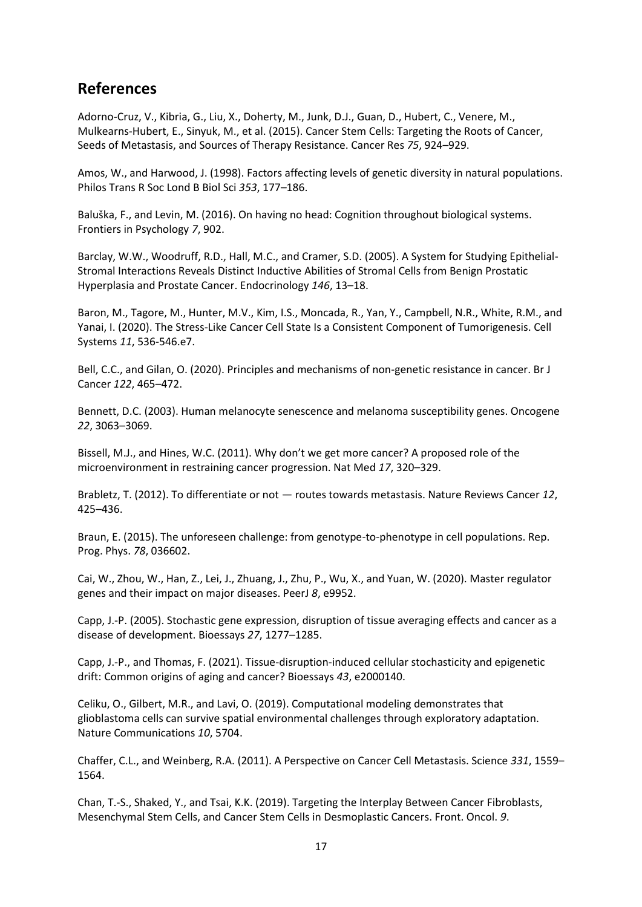## References

Adorno-Cruz, V., Kibria, G., Liu, X., Doherty, M., Junk, D.J., Guan, D., Hubert, C., Venere, M., Mulkearns-Hubert, E., Sinyuk, M., et al. (2015). Cancer Stem Cells: Targeting the Roots of Cancer, Seeds of Metastasis, and Sources of Therapy Resistance. Cancer Res *75*, 924–929.

Amos, W., and Harwood, J. (1998). Factors affecting levels of genetic diversity in natural populations. Philos Trans R Soc Lond B Biol Sci *353*, 177–186.

Baluška, F., and Levin, M. (2016). On having no head: Cognition throughout biological systems. Frontiers in Psychology *7*, 902.

Barclay, W.W., Woodruff, R.D., Hall, M.C., and Cramer, S.D. (2005). A System for Studying Epithelial-Stromal Interactions Reveals Distinct Inductive Abilities of Stromal Cells from Benign Prostatic Hyperplasia and Prostate Cancer. Endocrinology *146*, 13–18.

Baron, M., Tagore, M., Hunter, M.V., Kim, I.S., Moncada, R., Yan, Y., Campbell, N.R., White, R.M., and Yanai, I. (2020). The Stress-Like Cancer Cell State Is a Consistent Component of Tumorigenesis. Cell Systems *11*, 536-546.e7.

Bell, C.C., and Gilan, O. (2020). Principles and mechanisms of non-genetic resistance in cancer. Br J Cancer *122*, 465–472.

Bennett, D.C. (2003). Human melanocyte senescence and melanoma susceptibility genes. Oncogene *22*, 3063–3069.

Bissell, M.J., and Hines, W.C. (2011). Why don't we get more cancer? A proposed role of the microenvironment in restraining cancer progression. Nat Med *17*, 320–329.

Brabletz, T. (2012). To differentiate or not — routes towards metastasis. Nature Reviews Cancer *12*, 425–436.

Braun, E. (2015). The unforeseen challenge: from genotype-to-phenotype in cell populations. Rep. Prog. Phys. *78*, 036602.

Cai, W., Zhou, W., Han, Z., Lei, J., Zhuang, J., Zhu, P., Wu, X., and Yuan, W. (2020). Master regulator genes and their impact on major diseases. PeerJ *8*, e9952.

Capp, J.-P. (2005). Stochastic gene expression, disruption of tissue averaging effects and cancer as a disease of development. Bioessays *27*, 1277–1285.

Capp, J.-P., and Thomas, F. (2021). Tissue-disruption-induced cellular stochasticity and epigenetic drift: Common origins of aging and cancer? Bioessays *43*, e2000140.

Celiku, O., Gilbert, M.R., and Lavi, O. (2019). Computational modeling demonstrates that glioblastoma cells can survive spatial environmental challenges through exploratory adaptation. Nature Communications *10*, 5704.

Chaffer, C.L., and Weinberg, R.A. (2011). A Perspective on Cancer Cell Metastasis. Science *331*, 1559–1564.

Chan, T.-S., Shaked, Y., and Tsai, K.K. (2019). Targeting the Interplay Between Cancer Fibroblasts, Mesenchymal Stem Cells, and Cancer Stem Cells in Desmoplastic Cancers. Front. Oncol. *9*.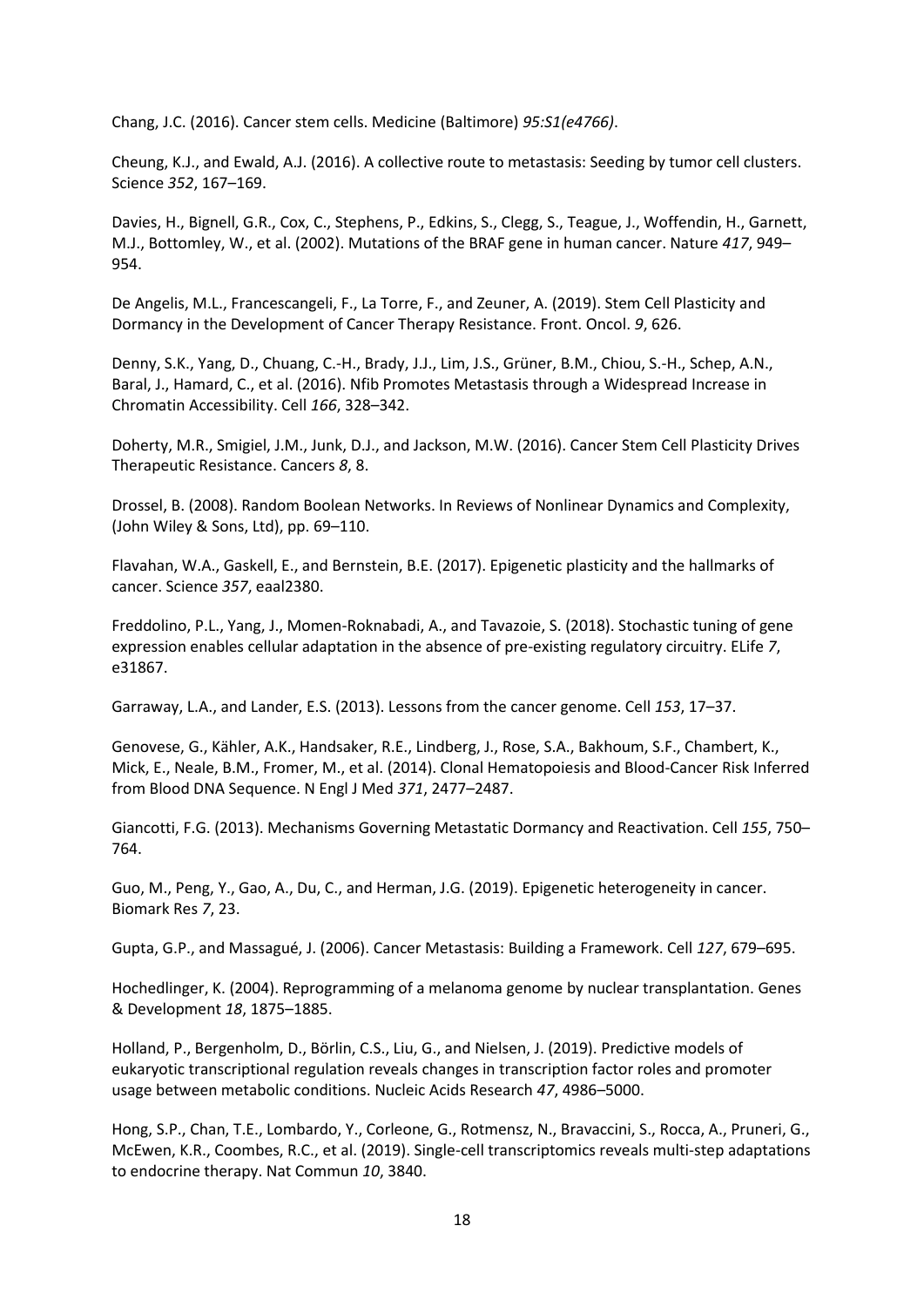Chang, J.C. (2016). Cancer stem cells. Medicine (Baltimore) *95:S1(e4766)*.

Cheung, K.J., and Ewald, A.J. (2016). A collective route to metastasis: Seeding by tumor cell clusters. Science *352*, 167–169.

Davies, H., Bignell, G.R., Cox, C., Stephens, P., Edkins, S., Clegg, S., Teague, J., Woffendin, H., Garnett, M.J., Bottomley, W., et al. (2002). Mutations of the BRAF gene in human cancer. Nature *417*, 949–954.

De Angelis, M.L., Francescangeli, F., La Torre, F., and Zeuner, A. (2019). Stem Cell Plasticity and Dormancy in the Development of Cancer Therapy Resistance. Front. Oncol. *9*, 626.

Denny, S.K., Yang, D., Chuang, C.-H., Brady, J.J., Lim, J.S., Grüner, B.M., Chiou, S.-H., Schep, A.N., Baral, J., Hamard, C., et al. (2016). Nfib Promotes Metastasis through a Widespread Increase in Chromatin Accessibility. Cell *166*, 328–342.

Doherty, M.R., Smigiel, J.M., Junk, D.J., and Jackson, M.W. (2016). Cancer Stem Cell Plasticity Drives Therapeutic Resistance. Cancers *8*, 8.

Drossel, B. (2008). Random Boolean Networks. In Reviews of Nonlinear Dynamics and Complexity, (John Wiley & Sons, Ltd), pp. 69–110.

Flavahan, W.A., Gaskell, E., and Bernstein, B.E. (2017). Epigenetic plasticity and the hallmarks of cancer. Science *357*, eaal2380.

Freddolino, P.L., Yang, J., Momen-Roknabadi, A., and Tavazoie, S. (2018). Stochastic tuning of gene expression enables cellular adaptation in the absence of pre-existing regulatory circuitry. ELife *7*, e31867.

Garraway, L.A., and Lander, E.S. (2013). Lessons from the cancer genome. Cell *153*, 17–37.

Genovese, G., Kähler, A.K., Handsaker, R.E., Lindberg, J., Rose, S.A., Bakhoum, S.F., Chambert, K., Mick, E., Neale, B.M., Fromer, M., et al. (2014). Clonal Hematopoiesis and Blood-Cancer Risk Inferred from Blood DNA Sequence. N Engl J Med *371*, 2477–2487.

Giancotti, F.G. (2013). Mechanisms Governing Metastatic Dormancy and Reactivation. Cell *155*, 750–764.

Guo, M., Peng, Y., Gao, A., Du, C., and Herman, J.G. (2019). Epigenetic heterogeneity in cancer. Biomark Res *7*, 23.

Gupta, G.P., and Massagué, J. (2006). Cancer Metastasis: Building a Framework. Cell *127*, 679–695.

Hochedlinger, K. (2004). Reprogramming of a melanoma genome by nuclear transplantation. Genes & Development *18*, 1875–1885.

Holland, P., Bergenholm, D., Börlin, C.S., Liu, G., and Nielsen, J. (2019). Predictive models of eukaryotic transcriptional regulation reveals changes in transcription factor roles and promoter usage between metabolic conditions. Nucleic Acids Research *47*, 4986–5000.

Hong, S.P., Chan, T.E., Lombardo, Y., Corleone, G., Rotmensz, N., Bravaccini, S., Rocca, A., Pruneri, G., McEwen, K.R., Coombes, R.C., et al. (2019). Single-cell transcriptomics reveals multi-step adaptations to endocrine therapy. Nat Commun *10*, 3840.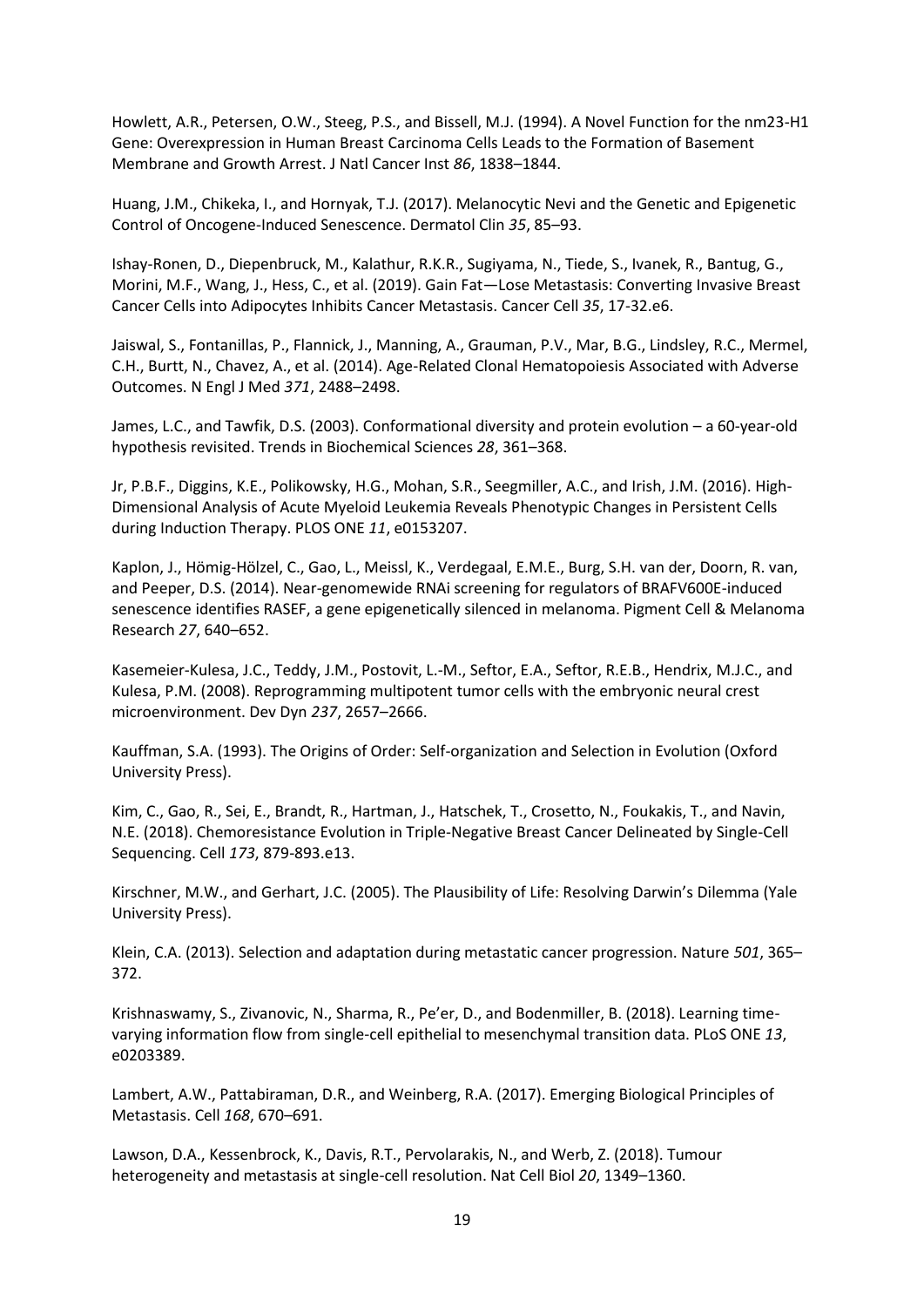Howlett, A.R., Petersen, O.W., Steeg, P.S., and Bissell, M.J. (1994). A Novel Function for the nm23-H1 Gene: Overexpression in Human Breast Carcinoma Cells Leads to the Formation of Basement Membrane and Growth Arrest. J Natl Cancer Inst *86*, 1838–1844.

Huang, J.M., Chikeka, I., and Hornyak, T.J. (2017). Melanocytic Nevi and the Genetic and Epigenetic Control of Oncogene-Induced Senescence. Dermatol Clin *35*, 85–93.

Ishay-Ronen, D., Diepenbruck, M., Kalathur, R.K.R., Sugiyama, N., Tiede, S., Ivanek, R., Bantug, G., Morini, M.F., Wang, J., Hess, C., et al. (2019). Gain Fat—Lose Metastasis: Converting Invasive Breast Cancer Cells into Adipocytes Inhibits Cancer Metastasis. Cancer Cell *35*, 17-32.e6.

Jaiswal, S., Fontanillas, P., Flannick, J., Manning, A., Grauman, P.V., Mar, B.G., Lindsley, R.C., Mermel, C.H., Burtt, N., Chavez, A., et al. (2014). Age-Related Clonal Hematopoiesis Associated with Adverse Outcomes. N Engl J Med *371*, 2488–2498.

James, L.C., and Tawfik, D.S. (2003). Conformational diversity and protein evolution – a 60-year-old hypothesis revisited. Trends in Biochemical Sciences *28*, 361–368.

Jr, P.B.F., Diggins, K.E., Polikowsky, H.G., Mohan, S.R., Seegmiller, A.C., and Irish, J.M. (2016). High-Dimensional Analysis of Acute Myeloid Leukemia Reveals Phenotypic Changes in Persistent Cells during Induction Therapy. PLOS ONE *11*, e0153207.

Kaplon, J., Hömig-Hölzel, C., Gao, L., Meissl, K., Verdegaal, E.M.E., Burg, S.H. van der, Doorn, R. van, and Peeper, D.S. (2014). Near-genomewide RNAi screening for regulators of BRAFV600E-induced senescence identifies RASEF, a gene epigenetically silenced in melanoma. Pigment Cell & Melanoma Research *27*, 640–652.

Kasemeier-Kulesa, J.C., Teddy, J.M., Postovit, L.-M., Seftor, E.A., Seftor, R.E.B., Hendrix, M.J.C., and Kulesa, P.M. (2008). Reprogramming multipotent tumor cells with the embryonic neural crest microenvironment. Dev Dyn *237*, 2657–2666.

Kauffman, S.A. (1993). The Origins of Order: Self-organization and Selection in Evolution (Oxford University Press).

Kim, C., Gao, R., Sei, E., Brandt, R., Hartman, J., Hatschek, T., Crosetto, N., Foukakis, T., and Navin, N.E. (2018). Chemoresistance Evolution in Triple-Negative Breast Cancer Delineated by Single-Cell Sequencing. Cell *173*, 879-893.e13.

Kirschner, M.W., and Gerhart, J.C. (2005). The Plausibility of Life: Resolving Darwin's Dilemma (Yale University Press).

Klein, C.A. (2013). Selection and adaptation during metastatic cancer progression. Nature *501*, 365–372.

Krishnaswamy, S., Zivanovic, N., Sharma, R., Pe'er, D., and Bodenmiller, B. (2018). Learning time-varying information flow from single-cell epithelial to mesenchymal transition data. PLoS ONE *13*, e0203389.

Lambert, A.W., Pattabiraman, D.R., and Weinberg, R.A. (2017). Emerging Biological Principles of Metastasis. Cell *168*, 670–691.

Lawson, D.A., Kessenbrock, K., Davis, R.T., Pervolarakis, N., and Werb, Z. (2018). Tumour heterogeneity and metastasis at single-cell resolution. Nat Cell Biol *20*, 1349–1360.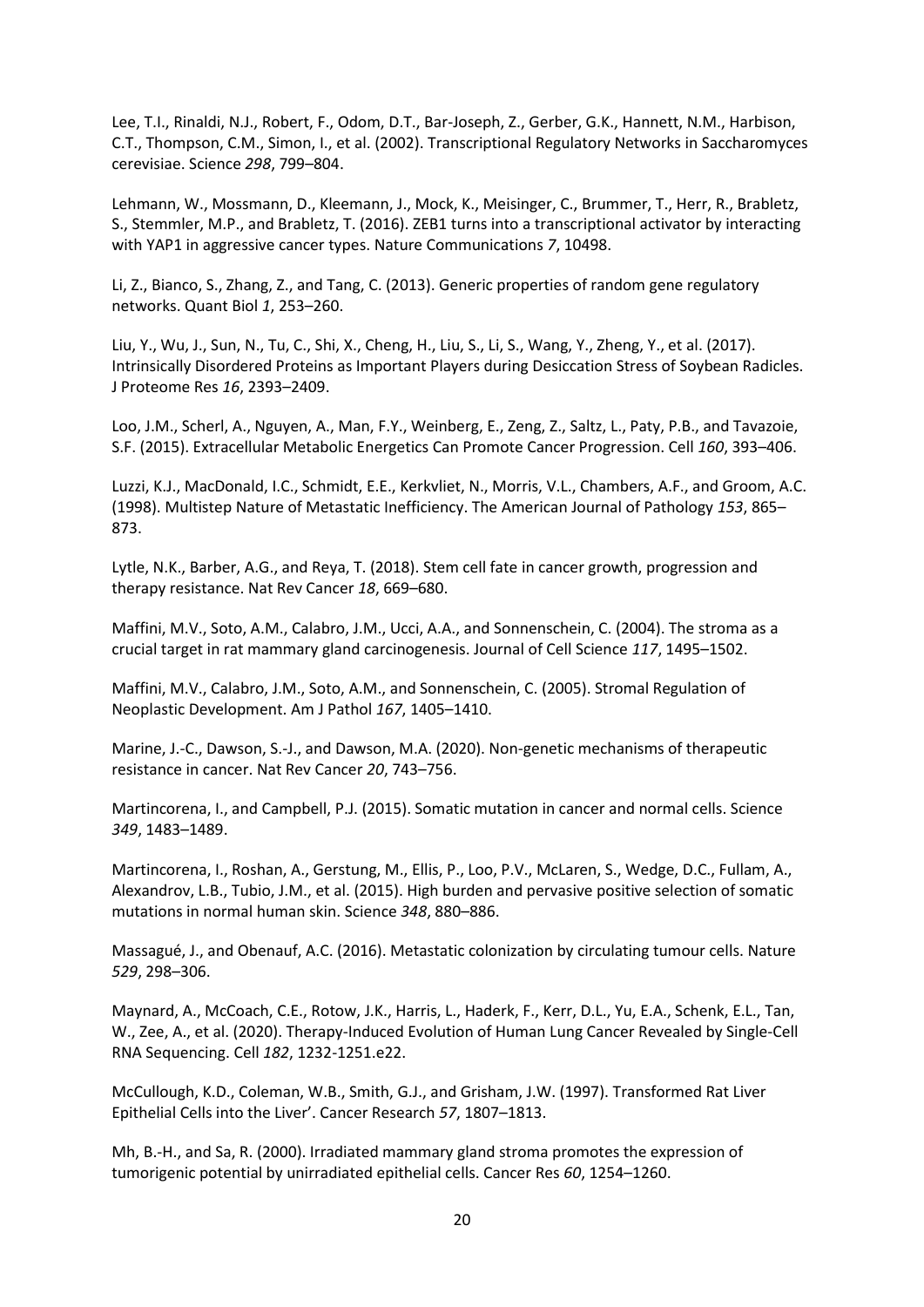Lee, T.I., Rinaldi, N.J., Robert, F., Odom, D.T., Bar-Joseph, Z., Gerber, G.K., Hannett, N.M., Harbison, C.T., Thompson, C.M., Simon, I., et al. (2002). Transcriptional Regulatory Networks in Saccharomyces cerevisiae. Science *298*, 799–804.

Lehmann, W., Mossmann, D., Kleemann, J., Mock, K., Meisinger, C., Brummer, T., Herr, R., Brabletz, S., Stemmler, M.P., and Brabletz, T. (2016). ZEB1 turns into a transcriptional activator by interacting with YAP1 in aggressive cancer types. Nature Communications *7*, 10498.

Li, Z., Bianco, S., Zhang, Z., and Tang, C. (2013). Generic properties of random gene regulatory networks. Quant Biol *1*, 253–260.

Liu, Y., Wu, J., Sun, N., Tu, C., Shi, X., Cheng, H., Liu, S., Li, S., Wang, Y., Zheng, Y., et al. (2017). Intrinsically Disordered Proteins as Important Players during Desiccation Stress of Soybean Radicles. J Proteome Res *16*, 2393–2409.

Loo, J.M., Scherl, A., Nguyen, A., Man, F.Y., Weinberg, E., Zeng, Z., Saltz, L., Paty, P.B., and Tavazoie, S.F. (2015). Extracellular Metabolic Energetics Can Promote Cancer Progression. Cell *160*, 393–406.

Luzzi, K.J., MacDonald, I.C., Schmidt, E.E., Kerkvliet, N., Morris, V.L., Chambers, A.F., and Groom, A.C. (1998). Multistep Nature of Metastatic Inefficiency. The American Journal of Pathology *153*, 865–873.

Lytle, N.K., Barber, A.G., and Reya, T. (2018). Stem cell fate in cancer growth, progression and therapy resistance. Nat Rev Cancer *18*, 669–680.

Maffini, M.V., Soto, A.M., Calabro, J.M., Ucci, A.A., and Sonnenschein, C. (2004). The stroma as a crucial target in rat mammary gland carcinogenesis. Journal of Cell Science *117*, 1495–1502.

Maffini, M.V., Calabro, J.M., Soto, A.M., and Sonnenschein, C. (2005). Stromal Regulation of Neoplastic Development. Am J Pathol *167*, 1405–1410.

Marine, J.-C., Dawson, S.-J., and Dawson, M.A. (2020). Non-genetic mechanisms of therapeutic resistance in cancer. Nat Rev Cancer *20*, 743–756.

Martincorena, I., and Campbell, P.J. (2015). Somatic mutation in cancer and normal cells. Science *349*, 1483–1489.

Martincorena, I., Roshan, A., Gerstung, M., Ellis, P., Loo, P.V., McLaren, S., Wedge, D.C., Fullam, A., Alexandrov, L.B., Tubio, J.M., et al. (2015). High burden and pervasive positive selection of somatic mutations in normal human skin. Science *348*, 880–886.

Massagué, J., and Obenauf, A.C. (2016). Metastatic colonization by circulating tumour cells. Nature *529*, 298–306.

Maynard, A., McCoach, C.E., Rotow, J.K., Harris, L., Haderk, F., Kerr, D.L., Yu, E.A., Schenk, E.L., Tan, W., Zee, A., et al. (2020). Therapy-Induced Evolution of Human Lung Cancer Revealed by Single-Cell RNA Sequencing. Cell *182*, 1232-1251.e22.

McCullough, K.D., Coleman, W.B., Smith, G.J., and Grisham, J.W. (1997). Transformed Rat Liver Epithelial Cells into the Liver'. Cancer Research *57*, 1807–1813.

Mh, B.-H., and Sa, R. (2000). Irradiated mammary gland stroma promotes the expression of tumorigenic potential by unirradiated epithelial cells. Cancer Res *60*, 1254–1260.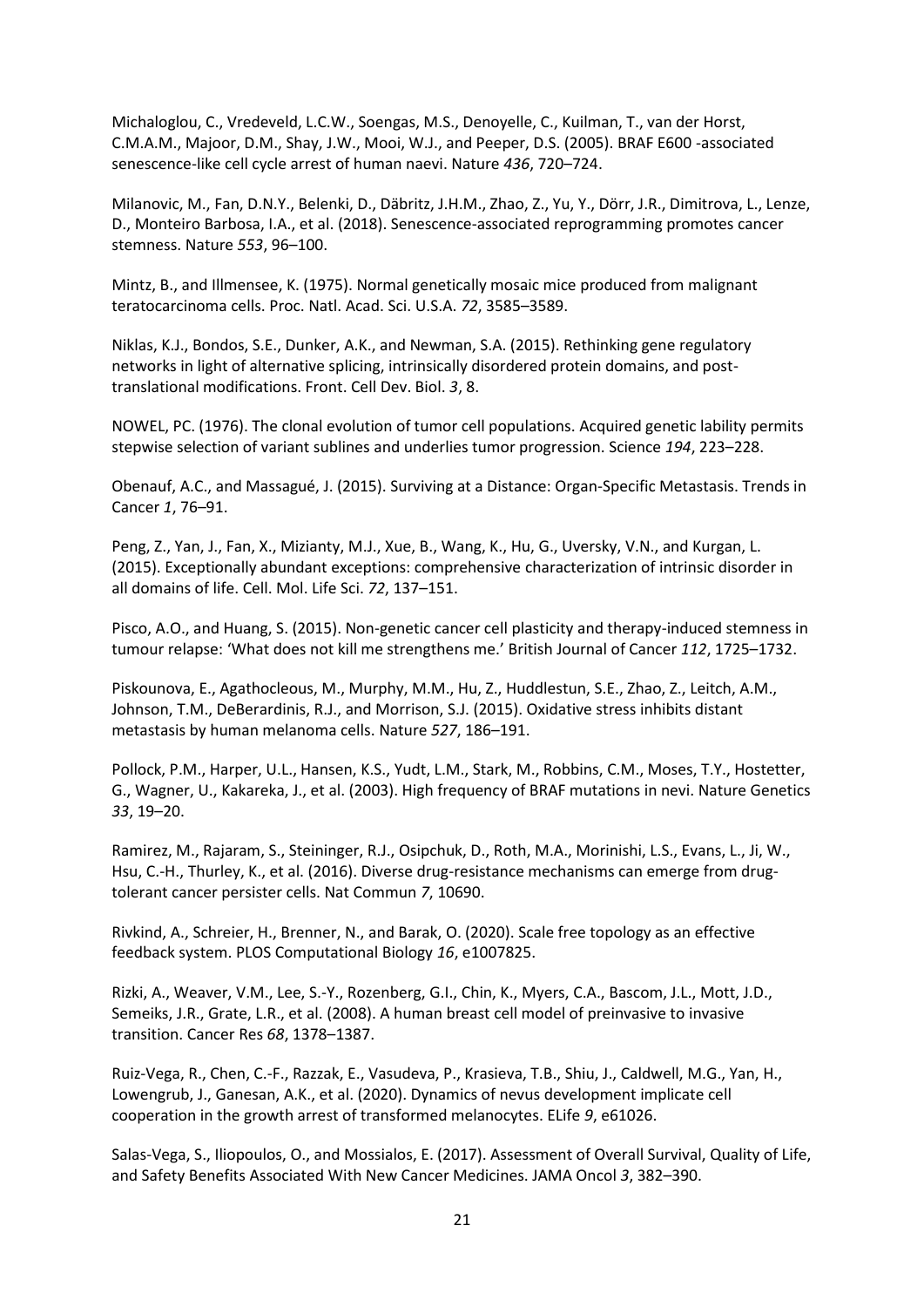Michaloglou, C., Vredeveld, L.C.W., Soengas, M.S., Denoyelle, C., Kuilman, T., van der Horst, C.M.A.M., Majoor, D.M., Shay, J.W., Mooi, W.J., and Peeper, D.S. (2005). BRAF E600 -associated senescence-like cell cycle arrest of human naevi. Nature *436*, 720–724.

Milanovic, M., Fan, D.N.Y., Belenki, D., Däbritz, J.H.M., Zhao, Z., Yu, Y., Dörr, J.R., Dimitrova, L., Lenze, D., Monteiro Barbosa, I.A., et al. (2018). Senescence-associated reprogramming promotes cancer stemness. Nature *553*, 96–100.

Mintz, B., and Illmensee, K. (1975). Normal genetically mosaic mice produced from malignant teratocarcinoma cells. Proc. Natl. Acad. Sci. U.S.A. *72*, 3585–3589.

Niklas, K.J., Bondos, S.E., Dunker, A.K., and Newman, S.A. (2015). Rethinking gene regulatory networks in light of alternative splicing, intrinsically disordered protein domains, and post-translational modifications. Front. Cell Dev. Biol. *3*, 8.

NOWEL, PC. (1976). The clonal evolution of tumor cell populations. Acquired genetic lability permits stepwise selection of variant sublines and underlies tumor progression. Science *194*, 223–228.

Obenauf, A.C., and Massagué, J. (2015). Surviving at a Distance: Organ-Specific Metastasis. Trends in Cancer *1*, 76–91.

Peng, Z., Yan, J., Fan, X., Mizianty, M.J., Xue, B., Wang, K., Hu, G., Uversky, V.N., and Kurgan, L. (2015). Exceptionally abundant exceptions: comprehensive characterization of intrinsic disorder in all domains of life. Cell. Mol. Life Sci. *72*, 137–151.

Pisco, A.O., and Huang, S. (2015). Non-genetic cancer cell plasticity and therapy-induced stemness in tumour relapse: 'What does not kill me strengthens me.' British Journal of Cancer *112*, 1725–1732.

Piskounova, E., Agathocleous, M., Murphy, M.M., Hu, Z., Huddlestun, S.E., Zhao, Z., Leitch, A.M., Johnson, T.M., DeBerardinis, R.J., and Morrison, S.J. (2015). Oxidative stress inhibits distant metastasis by human melanoma cells. Nature *527*, 186–191.

Pollock, P.M., Harper, U.L., Hansen, K.S., Yudt, L.M., Stark, M., Robbins, C.M., Moses, T.Y., Hostetter, G., Wagner, U., Kakareka, J., et al. (2003). High frequency of BRAF mutations in nevi. Nature Genetics *33*, 19–20.

Ramirez, M., Rajaram, S., Steininger, R.J., Osipchuk, D., Roth, M.A., Morinishi, L.S., Evans, L., Ji, W., Hsu, C.-H., Thurley, K., et al. (2016). Diverse drug-resistance mechanisms can emerge from drug-tolerant cancer persister cells. Nat Commun *7*, 10690.

Rivkind, A., Schreier, H., Brenner, N., and Barak, O. (2020). Scale free topology as an effective feedback system. PLOS Computational Biology *16*, e1007825.

Rizki, A., Weaver, V.M., Lee, S.-Y., Rozenberg, G.I., Chin, K., Myers, C.A., Bascom, J.L., Mott, J.D., Semeiks, J.R., Grate, L.R., et al. (2008). A human breast cell model of preinvasive to invasive transition. Cancer Res *68*, 1378–1387.

Ruiz-Vega, R., Chen, C.-F., Razzak, E., Vasudeva, P., Krasieva, T.B., Shiu, J., Caldwell, M.G., Yan, H., Lowengrub, J., Ganesan, A.K., et al. (2020). Dynamics of nevus development implicate cell cooperation in the growth arrest of transformed melanocytes. ELife *9*, e61026.

Salas-Vega, S., Iliopoulos, O., and Mossialos, E. (2017). Assessment of Overall Survival, Quality of Life, and Safety Benefits Associated With New Cancer Medicines. JAMA Oncol *3*, 382–390.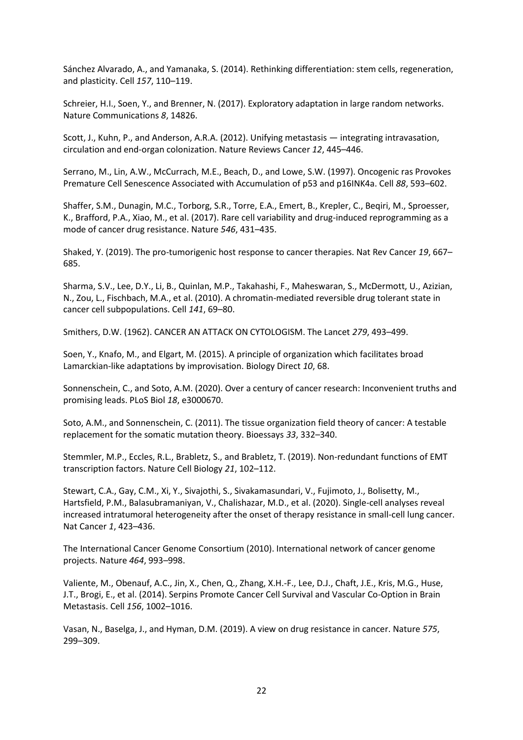Sánchez Alvarado, A., and Yamanaka, S. (2014). Rethinking differentiation: stem cells, regeneration, and plasticity. Cell *157*, 110–119.

Schreier, H.I., Soen, Y., and Brenner, N. (2017). Exploratory adaptation in large random networks. Nature Communications *8*, 14826.

Scott, J., Kuhn, P., and Anderson, A.R.A. (2012). Unifying metastasis — integrating intravasation, circulation and end-organ colonization. Nature Reviews Cancer *12*, 445–446.

Serrano, M., Lin, A.W., McCurrach, M.E., Beach, D., and Lowe, S.W. (1997). Oncogenic ras Provokes Premature Cell Senescence Associated with Accumulation of p53 and p16INK4a. Cell *88*, 593–602.

Shaffer, S.M., Dunagin, M.C., Torborg, S.R., Torre, E.A., Emert, B., Krepler, C., Beqiri, M., Sproesser, K., Brafford, P.A., Xiao, M., et al. (2017). Rare cell variability and drug-induced reprogramming as a mode of cancer drug resistance. Nature *546*, 431–435.

Shaked, Y. (2019). The pro-tumorigenic host response to cancer therapies. Nat Rev Cancer *19*, 667–685.

Sharma, S.V., Lee, D.Y., Li, B., Quinlan, M.P., Takahashi, F., Maheswaran, S., McDermott, U., Azizian, N., Zou, L., Fischbach, M.A., et al. (2010). A chromatin-mediated reversible drug tolerant state in cancer cell subpopulations. Cell *141*, 69–80.

Smithers, D.W. (1962). CANCER AN ATTACK ON CYTOLOGISM. The Lancet *279*, 493–499.

Soen, Y., Knafo, M., and Elgart, M. (2015). A principle of organization which facilitates broad Lamarckian-like adaptations by improvisation. Biology Direct *10*, 68.

Sonnenschein, C., and Soto, A.M. (2020). Over a century of cancer research: Inconvenient truths and promising leads. PLoS Biol *18*, e3000670.

Soto, A.M., and Sonnenschein, C. (2011). The tissue organization field theory of cancer: A testable replacement for the somatic mutation theory. Bioessays *33*, 332–340.

Stemmler, M.P., Eccles, R.L., Brabletz, S., and Brabletz, T. (2019). Non-redundant functions of EMT transcription factors. Nature Cell Biology *21*, 102–112.

Stewart, C.A., Gay, C.M., Xi, Y., Sivajothi, S., Sivakamasundari, V., Fujimoto, J., Bolisetty, M., Hartsfield, P.M., Balasubramaniyan, V., Chalishazar, M.D., et al. (2020). Single-cell analyses reveal increased intratumoral heterogeneity after the onset of therapy resistance in small-cell lung cancer. Nat Cancer *1*, 423–436.

The International Cancer Genome Consortium (2010). International network of cancer genome projects. Nature *464*, 993–998.

Valiente, M., Obenauf, A.C., Jin, X., Chen, Q., Zhang, X.H.-F., Lee, D.J., Chaft, J.E., Kris, M.G., Huse, J.T., Brogi, E., et al. (2014). Serpins Promote Cancer Cell Survival and Vascular Co-Option in Brain Metastasis. Cell *156*, 1002–1016.

Vasan, N., Baselga, J., and Hyman, D.M. (2019). A view on drug resistance in cancer. Nature *575*, 299–309.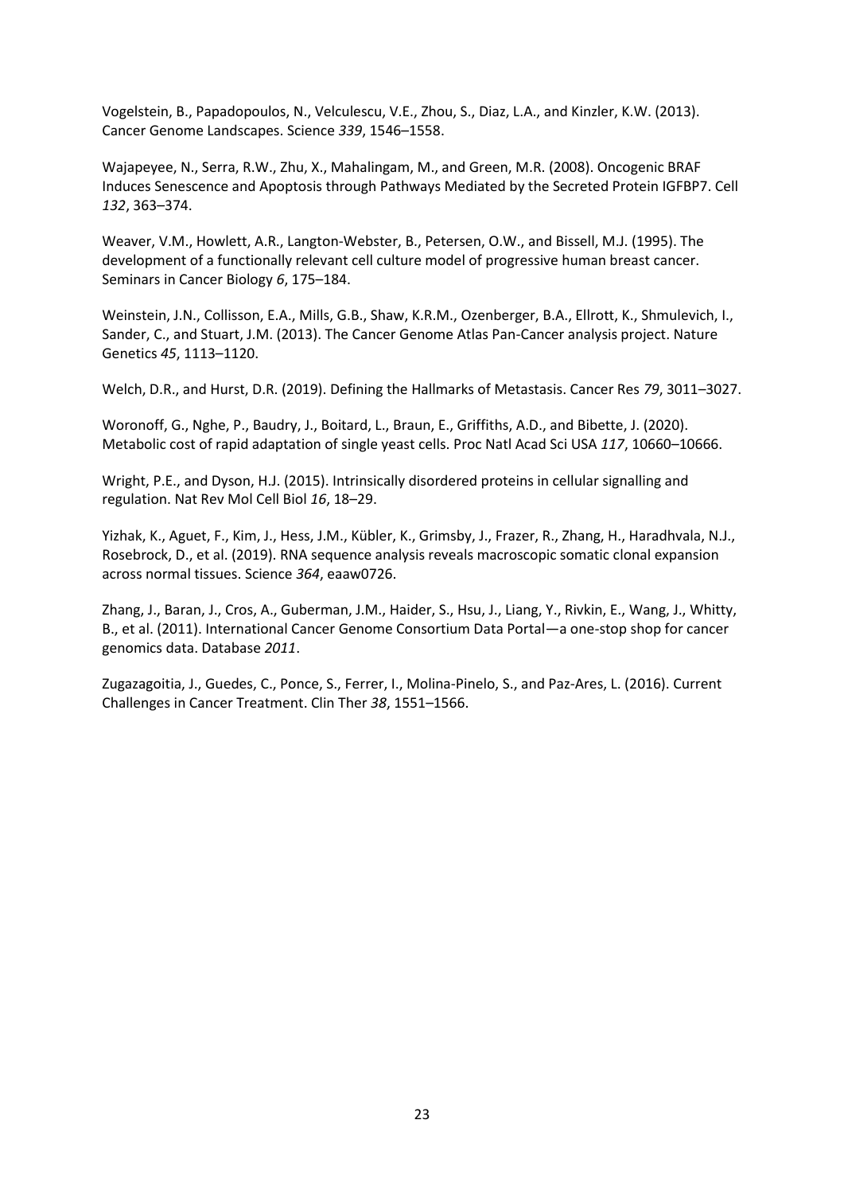Vogelstein, B., Papadopoulos, N., Velculescu, V.E., Zhou, S., Diaz, L.A., and Kinzler, K.W. (2013). Cancer Genome Landscapes. Science *339*, 1546–1558.

Wajapeyee, N., Serra, R.W., Zhu, X., Mahalingam, M., and Green, M.R. (2008). Oncogenic BRAF Induces Senescence and Apoptosis through Pathways Mediated by the Secreted Protein IGFBP7. Cell *132*, 363–374.

Weaver, V.M., Howlett, A.R., Langton-Webster, B., Petersen, O.W., and Bissell, M.J. (1995). The development of a functionally relevant cell culture model of progressive human breast cancer. Seminars in Cancer Biology *6*, 175–184.

Weinstein, J.N., Collisson, E.A., Mills, G.B., Shaw, K.R.M., Ozenberger, B.A., Ellrott, K., Shmulevich, I., Sander, C., and Stuart, J.M. (2013). The Cancer Genome Atlas Pan-Cancer analysis project. Nature Genetics *45*, 1113–1120.

Welch, D.R., and Hurst, D.R. (2019). Defining the Hallmarks of Metastasis. Cancer Res *79*, 3011–3027.

Woronoff, G., Nghe, P., Baudry, J., Boitard, L., Braun, E., Griffiths, A.D., and Bibette, J. (2020). Metabolic cost of rapid adaptation of single yeast cells. Proc Natl Acad Sci USA *117*, 10660–10666.

Wright, P.E., and Dyson, H.J. (2015). Intrinsically disordered proteins in cellular signalling and regulation. Nat Rev Mol Cell Biol *16*, 18–29.

Yizhak, K., Aguet, F., Kim, J., Hess, J.M., Kübler, K., Grimsby, J., Frazer, R., Zhang, H., Haradhvala, N.J., Rosebrock, D., et al. (2019). RNA sequence analysis reveals macroscopic somatic clonal expansion across normal tissues. Science *364*, eaaw0726.

Zhang, J., Baran, J., Cros, A., Guberman, J.M., Haider, S., Hsu, J., Liang, Y., Rivkin, E., Wang, J., Whitty, B., et al. (2011). International Cancer Genome Consortium Data Portal—a one-stop shop for cancer genomics data. Database *2011*.

Zugazagoitia, J., Guedes, C., Ponce, S., Ferrer, I., Molina-Pinelo, S., and Paz-Ares, L. (2016). Current Challenges in Cancer Treatment. Clin Ther *38*, 1551–1566.